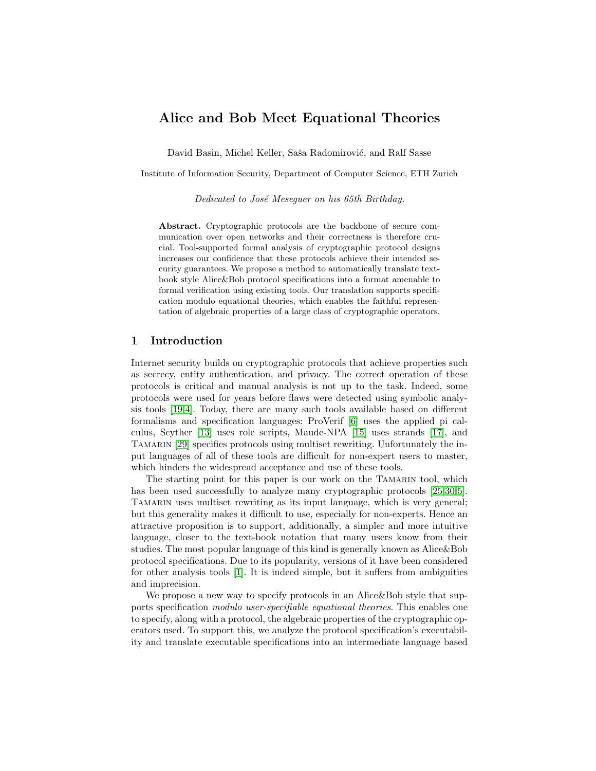# Alice and Bob Meet Equational Theories

David Basin, Michel Keller, Saša Radomirović, and Ralf Sasse

Institute of Information Security, Department of Computer Science, ETH Zurich

*Dedicated to José Meseguer on his 65th Birthday.*

**Abstract.** Cryptographic protocols are the backbone of secure communication over open networks and their correctness is therefore crucial. Tool-supported formal analysis of cryptographic protocol designs increases our confidence that these protocols achieve their intended security guarantees. We propose a method to automatically translate textbook style Alice&Bob protocol specifications into a format amenable to formal verification using existing tools. Our translation supports specification modulo equational theories, which enables the faithful representation of algebraic properties of a large class of cryptographic operators.

## 1 Introduction

Internet security builds on cryptographic protocols that achieve properties such as secrecy, entity authentication, and privacy. The correct operation of these protocols is critical and manual analysis is not up to the task. Indeed, some protocols were used for years before flaws were detected using symbolic analysis tools [19,4]. Today, there are many such tools available based on different formalisms and specification languages: ProVerif [6] uses the applied pi calculus, Scyther [13] uses role scripts, Maude-NPA [15] uses strands [17], and Tamarin [29] specifies protocols using multiset rewriting. Unfortunately the input languages of all of these tools are difficult for non-expert users to master, which hinders the widespread acceptance and use of these tools.

The starting point for this paper is our work on the Tamarin tool, which has been used successfully to analyze many cryptographic protocols [25,30,5]. Tamarin uses multiset rewriting as its input language, which is very general; but this generality makes it difficult to use, especially for non-experts. Hence an attractive proposition is to support, additionally, a simpler and more intuitive language, closer to the text-book notation that many users know from their studies. The most popular language of this kind is generally known as Alice&Bob protocol specifications. Due to its popularity, versions of it have been considered for other analysis tools [1]. It is indeed simple, but it suffers from ambiguities and imprecision.

We propose a new way to specify protocols in an Alice&Bob style that supports specification *modulo user-specifiable equational theories*. This enables one to specify, along with a protocol, the algebraic properties of the cryptographic operators used. To support this, we analyze the protocol specification's executability and translate executable specifications into an intermediate language based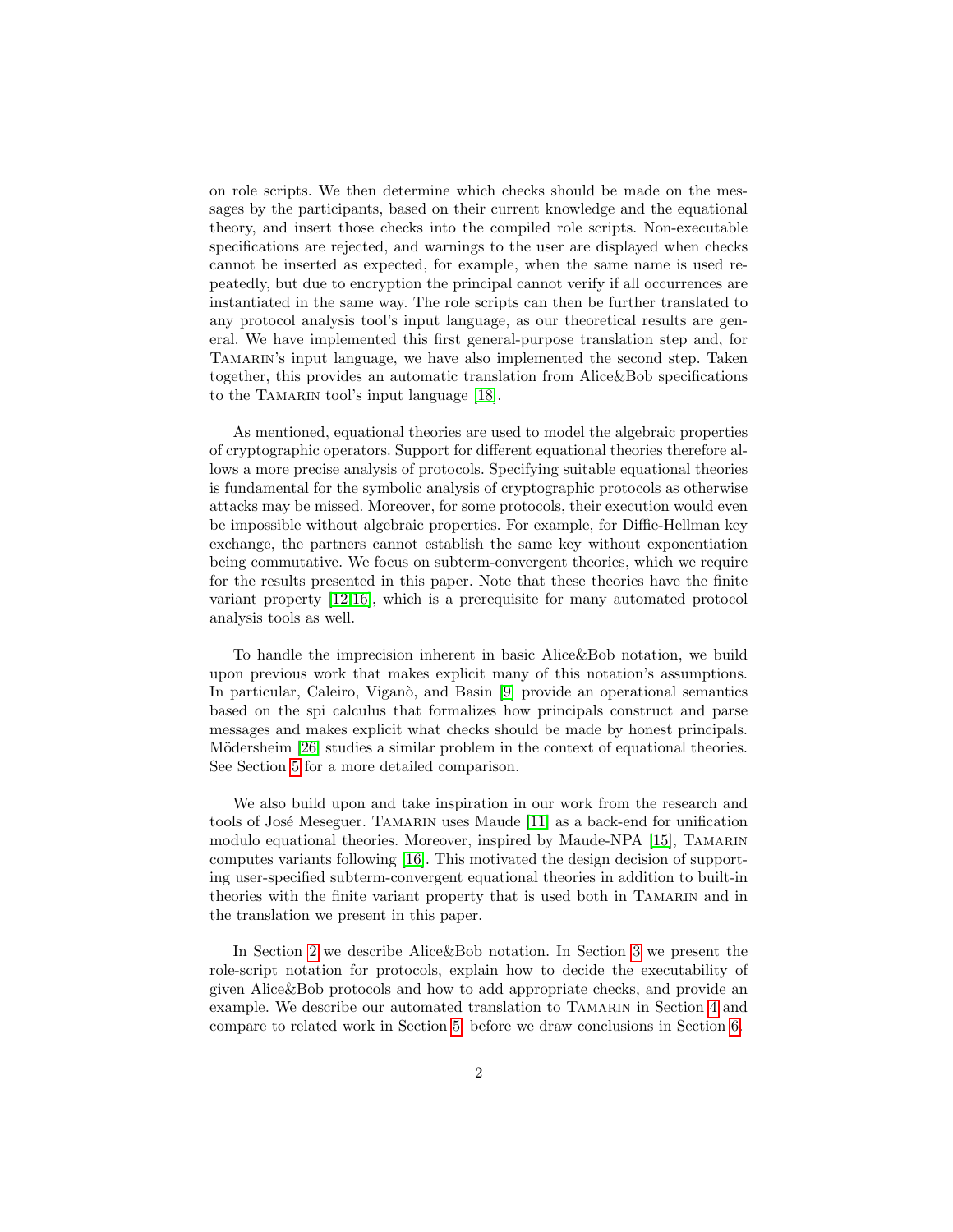on role scripts. We then determine which checks should be made on the messages by the participants, based on their current knowledge and the equational theory, and insert those checks into the compiled role scripts. Non-executable specifications are rejected, and warnings to the user are displayed when checks cannot be inserted as expected, for example, when the same name is used repeatedly, but due to encryption the principal cannot verify if all occurrences are instantiated in the same way. The role scripts can then be further translated to any protocol analysis tool's input language, as our theoretical results are general. We have implemented this first general-purpose translation step and, for Tamarin's input language, we have also implemented the second step. Taken together, this provides an automatic translation from Alice&Bob specifications to the Tamarin tool's input language [18].

As mentioned, equational theories are used to model the algebraic properties of cryptographic operators. Support for different equational theories therefore allows a more precise analysis of protocols. Specifying suitable equational theories is fundamental for the symbolic analysis of cryptographic protocols as otherwise attacks may be missed. Moreover, for some protocols, their execution would even be impossible without algebraic properties. For example, for Diffie-Hellman key exchange, the partners cannot establish the same key without exponentiation being commutative. We focus on subterm-convergent theories, which we require for the results presented in this paper. Note that these theories have the finite variant property [12,16], which is a prerequisite for many automated protocol analysis tools as well.

To handle the imprecision inherent in basic Alice&Bob notation, we build upon previous work that makes explicit many of this notation's assumptions. In particular, Caleiro, Viganò, and Basin [9] provide an operational semantics based on the spi calculus that formalizes how principals construct and parse messages and makes explicit what checks should be made by honest principals. Mödersheim [26] studies a similar problem in the context of equational theories. See Section 5 for a more detailed comparison.

We also build upon and take inspiration in our work from the research and tools of José Meseguer. Tamarin uses Maude [11] as a back-end for unification modulo equational theories. Moreover, inspired by Maude-NPA [15], Tamarin computes variants following [16]. This motivated the design decision of supporting user-specified subterm-convergent equational theories in addition to built-in theories with the finite variant property that is used both in Tamarin and in the translation we present in this paper.

In Section 2 we describe Alice&Bob notation. In Section 3 we present the role-script notation for protocols, explain how to decide the executability of given Alice&Bob protocols and how to add appropriate checks, and provide an example. We describe our automated translation to Tamarin in Section 4 and compare to related work in Section 5, before we draw conclusions in Section 6.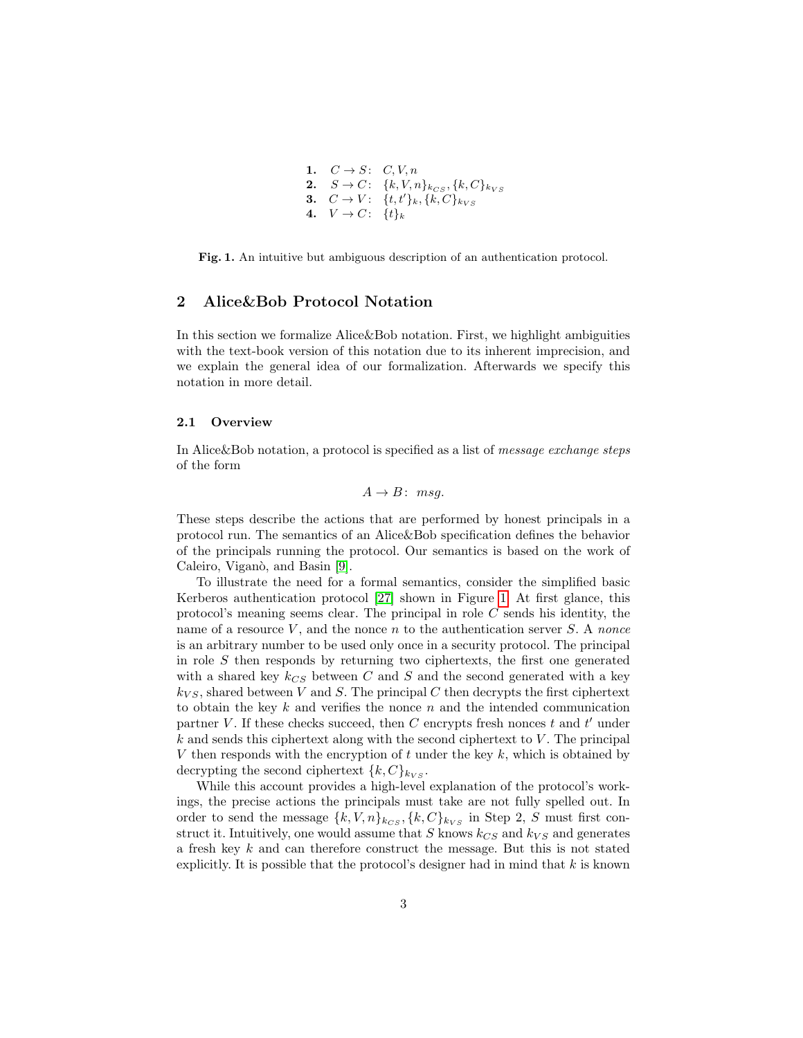1. $C \to S$: $C, V, n$
2. $S \to C$: $\{k, V, n\}_{k_{CS}}, \{k, C\}_{k_{VS}}$
3. $C \to V$: $\{t, t'\}_k, \{k, C\}_{k_{VS}}$
4. $V \to C$: $\{t\}_k$

**Fig. 1.** An intuitive but ambiguous description of an authentication protocol.

## 2 Alice&Bob Protocol Notation

In this section we formalize Alice&Bob notation. First, we highlight ambiguities with the text-book version of this notation due to its inherent imprecision, and we explain the general idea of our formalization. Afterwards we specify this notation in more detail.

### 2.1 Overview

In Alice&Bob notation, a protocol is specified as a list of *message exchange steps* of the form

$$A \to B\colon\ msg.$$

These steps describe the actions that are performed by honest principals in a protocol run. The semantics of an Alice&Bob specification defines the behavior of the principals running the protocol. Our semantics is based on the work of Caleiro, Viganò, and Basin [9].

To illustrate the need for a formal semantics, consider the simplified basic Kerberos authentication protocol [27] shown in Figure 1. At first glance, this protocol's meaning seems clear. The principal in role $C$ sends his identity, the name of a resource $V$, and the nonce $n$ to the authentication server $S$. A *nonce* is an arbitrary number to be used only once in a security protocol. The principal in role $S$ then responds by returning two ciphertexts, the first one generated with a shared key $k_{CS}$ between $C$ and $S$ and the second generated with a key $k_{VS}$, shared between $V$ and $S$. The principal $C$ then decrypts the first ciphertext to obtain the key $k$ and verifies the nonce $n$ and the intended communication partner $V$. If these checks succeed, then $C$ encrypts fresh nonces $t$ and $t'$ under $k$ and sends this ciphertext along with the second ciphertext to $V$. The principal $V$ then responds with the encryption of $t$ under the key $k$, which is obtained by decrypting the second ciphertext $\{k, C\}_{k_{VS}}$.

While this account provides a high-level explanation of the protocol's workings, the precise actions the principals must take are not fully spelled out. In order to send the message $\{k, V, n\}_{k_{CS}}, \{k, C\}_{k_{VS}}$ in Step 2, $S$ must first construct it. Intuitively, one would assume that $S$ knows $k_{CS}$ and $k_{VS}$ and generates a fresh key $k$ and can therefore construct the message. But this is not stated explicitly. It is possible that the protocol's designer had in mind that $k$ is known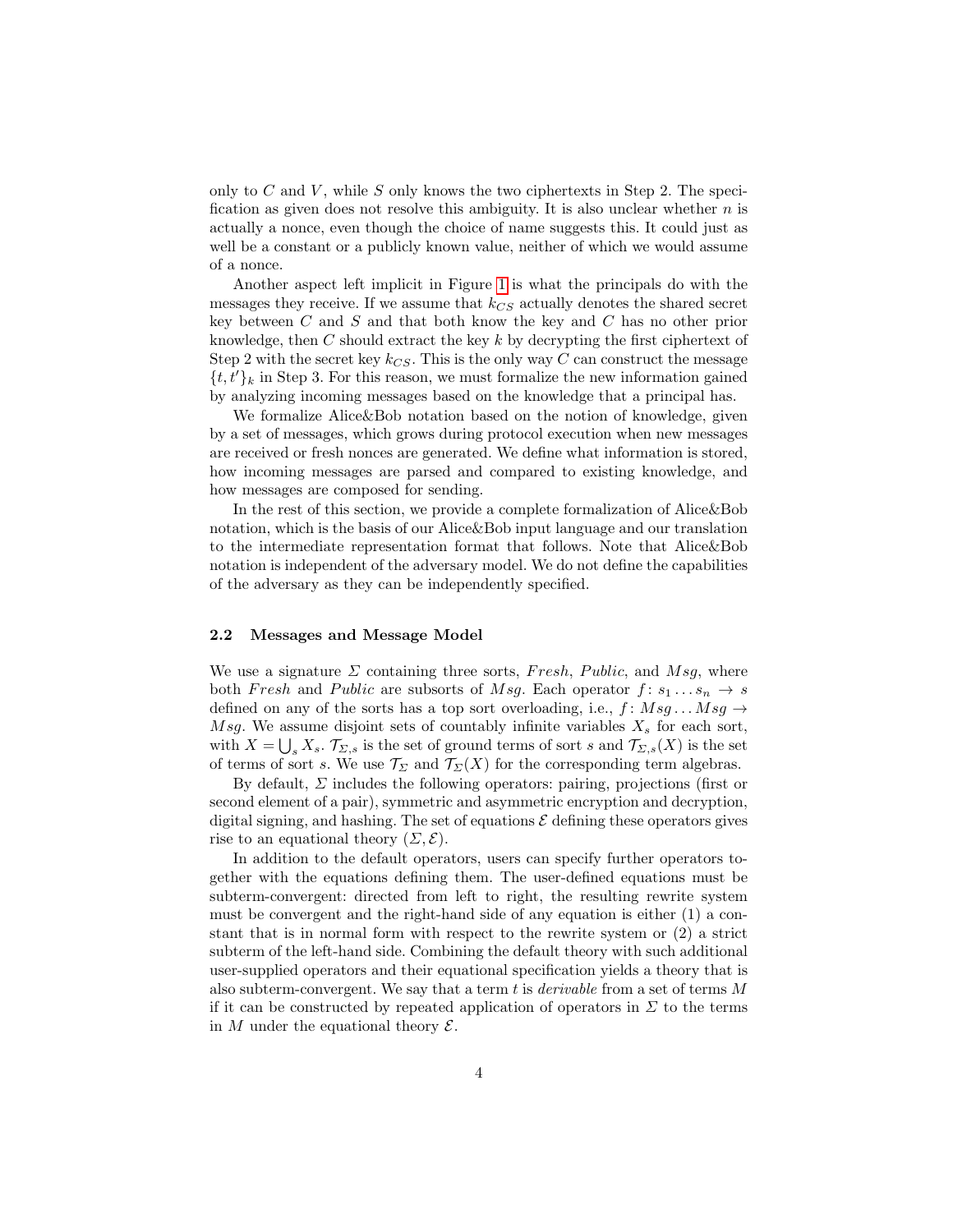only to $C$ and $V$, while $S$ only knows the two ciphertexts in Step 2. The specification as given does not resolve this ambiguity. It is also unclear whether $n$ is actually a nonce, even though the choice of name suggests this. It could just as well be a constant or a publicly known value, neither of which we would assume of a nonce.

Another aspect left implicit in Figure 1 is what the principals do with the messages they receive. If we assume that $k_{CS}$ actually denotes the shared secret key between $C$ and $S$ and that both know the key and $C$ has no other prior knowledge, then $C$ should extract the key $k$ by decrypting the first ciphertext of Step 2 with the secret key $k_{CS}$. This is the only way $C$ can construct the message $\{t, t'\}_k$ in Step 3. For this reason, we must formalize the new information gained by analyzing incoming messages based on the knowledge that a principal has.

We formalize Alice&Bob notation based on the notion of knowledge, given by a set of messages, which grows during protocol execution when new messages are received or fresh nonces are generated. We define what information is stored, how incoming messages are parsed and compared to existing knowledge, and how messages are composed for sending.

In the rest of this section, we provide a complete formalization of Alice&Bob notation, which is the basis of our Alice&Bob input language and our translation to the intermediate representation format that follows. Note that Alice&Bob notation is independent of the adversary model. We do not define the capabilities of the adversary as they can be independently specified.

### 2.2 Messages and Message Model

We use a signature $\Sigma$ containing three sorts, *Fresh*, *Public*, and *Msg*, where both *Fresh* and *Public* are subsorts of *Msg*. Each operator $f\colon s_1 \ldots s_n \to s$ defined on any of the sorts has a top sort overloading, i.e., $f\colon Msg \ldots Msg \to Msg$. We assume disjoint sets of countably infinite variables $X_s$ for each sort, with $X = \bigcup_s X_s$. $\mathcal{T}_{\Sigma,s}$ is the set of ground terms of sort $s$ and $\mathcal{T}_{\Sigma,s}(X)$ is the set of terms of sort $s$. We use $\mathcal{T}_\Sigma$ and $\mathcal{T}_\Sigma(X)$ for the corresponding term algebras.

By default, $\Sigma$ includes the following operators: pairing, projections (first or second element of a pair), symmetric and asymmetric encryption and decryption, digital signing, and hashing. The set of equations $\mathcal{E}$ defining these operators gives rise to an equational theory $(\Sigma, \mathcal{E})$.

In addition to the default operators, users can specify further operators together with the equations defining them. The user-defined equations must be subterm-convergent: directed from left to right, the resulting rewrite system must be convergent and the right-hand side of any equation is either (1) a constant that is in normal form with respect to the rewrite system or (2) a strict subterm of the left-hand side. Combining the default theory with such additional user-supplied operators and their equational specification yields a theory that is also subterm-convergent. We say that a term $t$ is *derivable* from a set of terms $M$ if it can be constructed by repeated application of operators in $\Sigma$ to the terms in $M$ under the equational theory $\mathcal{E}$.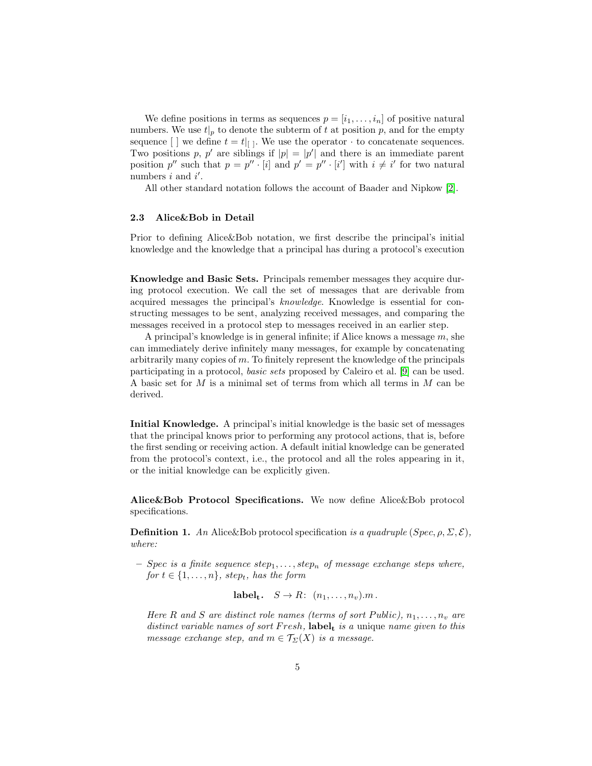We define positions in terms as sequences $p = [i_1, \ldots, i_n]$ of positive natural numbers. We use $t|_p$ to denote the subterm of $t$ at position $p$, and for the empty sequence $[\,]$ we define $t = t|_{[\,]}$. We use the operator $\cdot$ to concatenate sequences. Two positions $p$, $p'$ are siblings if $|p| = |p'|$ and there is an immediate parent position $p''$ such that $p = p'' \cdot [i]$ and $p' = p'' \cdot [i']$ with $i \neq i'$ for two natural numbers $i$ and $i'$.

All other standard notation follows the account of Baader and Nipkow [2].

### 2.3 Alice&Bob in Detail

Prior to defining Alice&Bob notation, we first describe the principal's initial knowledge and the knowledge that a principal has during a protocol's execution

**Knowledge and Basic Sets.** Principals remember messages they acquire during protocol execution. We call the set of messages that are derivable from acquired messages the principal's *knowledge*. Knowledge is essential for constructing messages to be sent, analyzing received messages, and comparing the messages received in a protocol step to messages received in an earlier step.

A principal's knowledge is in general infinite; if Alice knows a message $m$, she can immediately derive infinitely many messages, for example by concatenating arbitrarily many copies of $m$. To finitely represent the knowledge of the principals participating in a protocol, *basic sets* proposed by Caleiro et al. [9] can be used. A basic set for $M$ is a minimal set of terms from which all terms in $M$ can be derived.

**Initial Knowledge.** A principal's initial knowledge is the basic set of messages that the principal knows prior to performing any protocol actions, that is, before the first sending or receiving action. A default initial knowledge can be generated from the protocol's context, i.e., the protocol and all the roles appearing in it, or the initial knowledge can be explicitly given.

**Alice&Bob Protocol Specifications.** We now define Alice&Bob protocol specifications.

**Definition 1.** *An* Alice&Bob protocol specification *is a quadruple* $(Spec, \rho, \Sigma, \mathcal{E})$, *where:*

- *Spec is a finite sequence* $step_1, \ldots, step_n$ *of message exchange steps where, for* $t \in \{1, \ldots, n\}$, $step_t$, *has the form*

$$\mathbf{label_t.} \quad S \to R\colon\ (n_1, \ldots, n_v).m\,.$$

*Here* $R$ *and* $S$ *are distinct role names (terms of sort Public),* $n_1, \ldots, n_v$ *are distinct variable names of sort* $Fresh$, $\mathbf{label_t}$ *is a* unique *name given to this message exchange step, and* $m \in \mathcal{T}_\Sigma(X)$ *is a message.*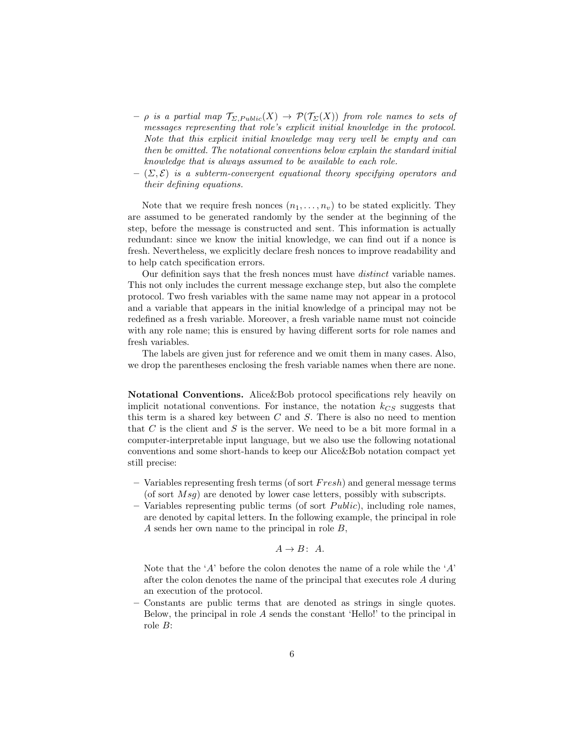– *$\rho$ is a partial map $\mathcal{T}_{\Sigma,Public}(X) \to \mathcal{P}(\mathcal{T}_{\Sigma}(X))$ from role names to sets of messages representing that role's explicit initial knowledge in the protocol. Note that this explicit initial knowledge may very well be empty and can then be omitted. The notational conventions below explain the standard initial knowledge that is always assumed to be available to each role.*
– *$(\Sigma, \mathcal{E})$ is a subterm-convergent equational theory specifying operators and their defining equations.*

Note that we require fresh nonces $(n_1, \ldots, n_v)$ to be stated explicitly. They are assumed to be generated randomly by the sender at the beginning of the step, before the message is constructed and sent. This information is actually redundant: since we know the initial knowledge, we can find out if a nonce is fresh. Nevertheless, we explicitly declare fresh nonces to improve readability and to help catch specification errors.

Our definition says that the fresh nonces must have *distinct* variable names. This not only includes the current message exchange step, but also the complete protocol. Two fresh variables with the same name may not appear in a protocol and a variable that appears in the initial knowledge of a principal may not be redefined as a fresh variable. Moreover, a fresh variable name must not coincide with any role name; this is ensured by having different sorts for role names and fresh variables.

The labels are given just for reference and we omit them in many cases. Also, we drop the parentheses enclosing the fresh variable names when there are none.

**Notational Conventions.** Alice&Bob protocol specifications rely heavily on implicit notational conventions. For instance, the notation $k_{CS}$ suggests that this term is a shared key between $C$ and $S$. There is also no need to mention that $C$ is the client and $S$ is the server. We need to be a bit more formal in a computer-interpretable input language, but we also use the following notational conventions and some short-hands to keep our Alice&Bob notation compact yet still precise:

– Variables representing fresh terms (of sort $Fresh$) and general message terms (of sort $Msg$) are denoted by lower case letters, possibly with subscripts.
– Variables representing public terms (of sort $Public$), including role names, are denoted by capital letters. In the following example, the principal in role $A$ sends her own name to the principal in role $B$,

$$A \to B\colon\ A.$$

Note that the '$A$' before the colon denotes the name of a role while the '$A$' after the colon denotes the name of the principal that executes role $A$ during an execution of the protocol.
– Constants are public terms that are denoted as strings in single quotes. Below, the principal in role $A$ sends the constant 'Hello!' to the principal in role $B$: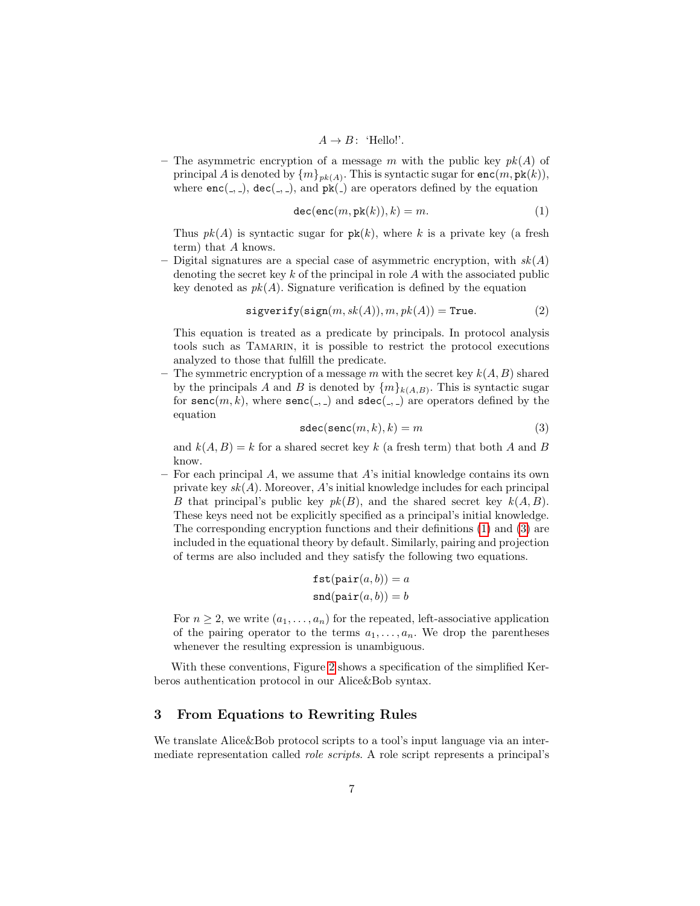$$A \to B:\ \text{‘Hello!’}.$$

- The asymmetric encryption of a message $m$ with the public key $pk(A)$ of principal $A$ is denoted by $\{m\}_{pk(A)}$. This is syntactic sugar for $\texttt{enc}(m, \texttt{pk}(k))$, where $\texttt{enc}(\_,\_)$, $\texttt{dec}(\_,\_)$, and $\texttt{pk}(\_)$ are operators defined by the equation

$$\texttt{dec}(\texttt{enc}(m, \texttt{pk}(k)), k) = m. \tag{1}$$

  Thus $pk(A)$ is syntactic sugar for $\texttt{pk}(k)$, where $k$ is a private key (a fresh term) that $A$ knows.
- Digital signatures are a special case of asymmetric encryption, with $sk(A)$ denoting the secret key $k$ of the principal in role $A$ with the associated public key denoted as $pk(A)$. Signature verification is defined by the equation

$$\texttt{sigverify}(\texttt{sign}(m, sk(A)), m, pk(A)) = \texttt{True}. \tag{2}$$

  This equation is treated as a predicate by principals. In protocol analysis tools such as Tamarin, it is possible to restrict the protocol executions analyzed to those that fulfill the predicate.
- The symmetric encryption of a message $m$ with the secret key $k(A, B)$ shared by the principals $A$ and $B$ is denoted by $\{m\}_{k(A,B)}$. This is syntactic sugar for $\texttt{senc}(m, k)$, where $\texttt{senc}(\_,\_)$ and $\texttt{sdec}(\_,\_)$ are operators defined by the equation

$$\texttt{sdec}(\texttt{senc}(m, k), k) = m \tag{3}$$

  and $k(A, B) = k$ for a shared secret key $k$ (a fresh term) that both $A$ and $B$ know.
- For each principal $A$, we assume that $A$'s initial knowledge contains its own private key $sk(A)$. Moreover, $A$'s initial knowledge includes for each principal $B$ that principal's public key $pk(B)$, and the shared secret key $k(A, B)$. These keys need not be explicitly specified as a principal's initial knowledge. The corresponding encryption functions and their definitions (1) and (3) are included in the equational theory by default. Similarly, pairing and projection of terms are also included and they satisfy the following two equations.

$$\texttt{fst}(\texttt{pair}(a, b)) = a$$
$$\texttt{snd}(\texttt{pair}(a, b)) = b$$

  For $n \geq 2$, we write $(a_1, \ldots, a_n)$ for the repeated, left-associative application of the pairing operator to the terms $a_1, \ldots, a_n$. We drop the parentheses whenever the resulting expression is unambiguous.

With these conventions, Figure 2 shows a specification of the simplified Kerberos authentication protocol in our Alice&Bob syntax.

## 3 From Equations to Rewriting Rules

We translate Alice&Bob protocol scripts to a tool's input language via an intermediate representation called *role scripts*. A role script represents a principal's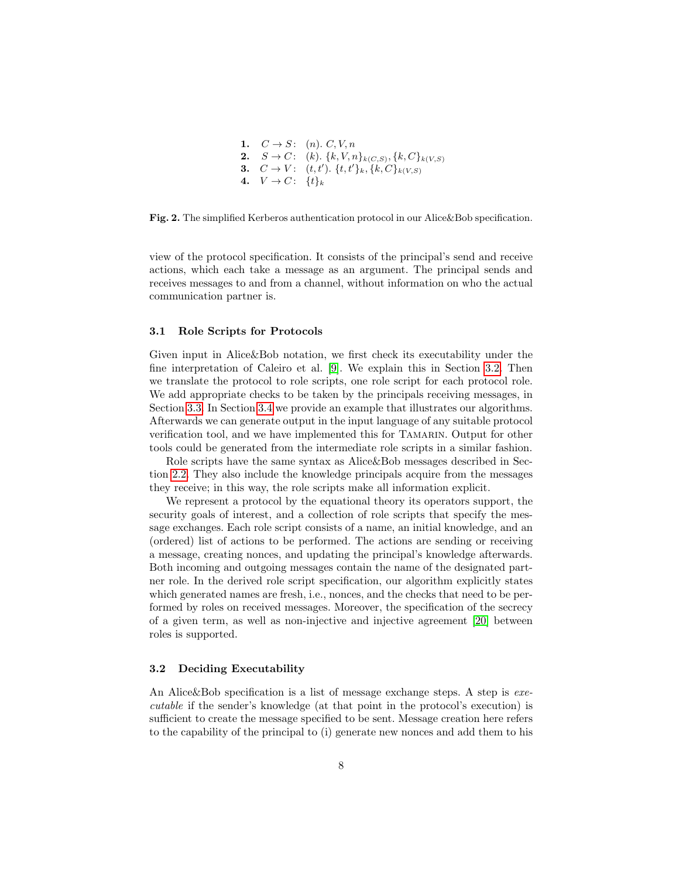1. $C \to S$: $(n).\ C, V, n$
2. $S \to C$: $(k).\ \{k, V, n\}_{k(C,S)}, \{k, C\}_{k(V,S)}$
3. $C \to V$: $(t, t').\ \{t, t'\}_k, \{k, C\}_{k(V,S)}$
4. $V \to C$: $\{t\}_k$

**Fig. 2.** The simplified Kerberos authentication protocol in our Alice&Bob specification.

view of the protocol specification. It consists of the principal's send and receive actions, which each take a message as an argument. The principal sends and receives messages to and from a channel, without information on who the actual communication partner is.

### 3.1 Role Scripts for Protocols

Given input in Alice&Bob notation, we first check its executability under the fine interpretation of Caleiro et al. [9]. We explain this in Section 3.2. Then we translate the protocol to role scripts, one role script for each protocol role. We add appropriate checks to be taken by the principals receiving messages, in Section 3.3. In Section 3.4 we provide an example that illustrates our algorithms. Afterwards we can generate output in the input language of any suitable protocol verification tool, and we have implemented this for Tamarin. Output for other tools could be generated from the intermediate role scripts in a similar fashion.

Role scripts have the same syntax as Alice&Bob messages described in Section 2.2. They also include the knowledge principals acquire from the messages they receive; in this way, the role scripts make all information explicit.

We represent a protocol by the equational theory its operators support, the security goals of interest, and a collection of role scripts that specify the message exchanges. Each role script consists of a name, an initial knowledge, and an (ordered) list of actions to be performed. The actions are sending or receiving a message, creating nonces, and updating the principal's knowledge afterwards. Both incoming and outgoing messages contain the name of the designated partner role. In the derived role script specification, our algorithm explicitly states which generated names are fresh, i.e., nonces, and the checks that need to be performed by roles on received messages. Moreover, the specification of the secrecy of a given term, as well as non-injective and injective agreement [20] between roles is supported.

### 3.2 Deciding Executability

An Alice&Bob specification is a list of message exchange steps. A step is *executable* if the sender's knowledge (at that point in the protocol's execution) is sufficient to create the message specified to be sent. Message creation here refers to the capability of the principal to (i) generate new nonces and add them to his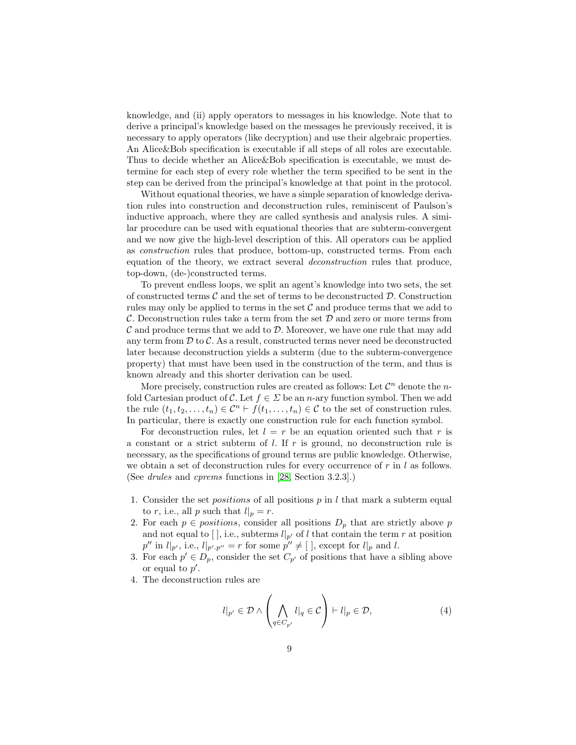knowledge, and (ii) apply operators to messages in his knowledge. Note that to derive a principal's knowledge based on the messages he previously received, it is necessary to apply operators (like decryption) and use their algebraic properties. An Alice&Bob specification is executable if all steps of all roles are executable. Thus to decide whether an Alice&Bob specification is executable, we must determine for each step of every role whether the term specified to be sent in the step can be derived from the principal's knowledge at that point in the protocol.

Without equational theories, we have a simple separation of knowledge derivation rules into construction and deconstruction rules, reminiscent of Paulson's inductive approach, where they are called synthesis and analysis rules. A similar procedure can be used with equational theories that are subterm-convergent and we now give the high-level description of this. All operators can be applied as *construction* rules that produce, bottom-up, constructed terms. From each equation of the theory, we extract several *deconstruction* rules that produce, top-down, (de-)constructed terms.

To prevent endless loops, we split an agent's knowledge into two sets, the set of constructed terms $\mathcal{C}$ and the set of terms to be deconstructed $\mathcal{D}$. Construction rules may only be applied to terms in the set $\mathcal{C}$ and produce terms that we add to $\mathcal{C}$. Deconstruction rules take a term from the set $\mathcal{D}$ and zero or more terms from $\mathcal{C}$ and produce terms that we add to $\mathcal{D}$. Moreover, we have one rule that may add any term from $\mathcal{D}$ to $\mathcal{C}$. As a result, constructed terms never need be deconstructed later because deconstruction yields a subterm (due to the subterm-convergence property) that must have been used in the construction of the term, and thus is known already and this shorter derivation can be used.

More precisely, construction rules are created as follows: Let $\mathcal{C}^n$ denote the $n$-fold Cartesian product of $\mathcal{C}$. Let $f \in \Sigma$ be an $n$-ary function symbol. Then we add the rule $(t_1, t_2, \ldots, t_n) \in \mathcal{C}^n \vdash f(t_1, \ldots, t_n) \in \mathcal{C}$ to the set of construction rules. In particular, there is exactly one construction rule for each function symbol.

For deconstruction rules, let $l = r$ be an equation oriented such that $r$ is a constant or a strict subterm of $l$. If $r$ is ground, no deconstruction rule is necessary, as the specifications of ground terms are public knowledge. Otherwise, we obtain a set of deconstruction rules for every occurrence of $r$ in $l$ as follows. (See *drules* and *cprems* functions in [28, Section 3.2.3].)

1. Consider the set *positions* of all positions $p$ in $l$ that mark a subterm equal to $r$, i.e., all $p$ such that $l|_p = r$.
2. For each $p \in$ *positions*, consider all positions $D_p$ that are strictly above $p$ and not equal to $[\,]$, i.e., subterms $l|_{p'}$ of $l$ that contain the term $r$ at position $p''$ in $l|_{p'}$, i.e., $l|_{p'.p''} = r$ for some $p'' \neq [\,]$, except for $l|_p$ and $l$.
3. For each $p' \in D_p$, consider the set $C_{p'}$ of positions that have a sibling above or equal to $p'$.
4. The deconstruction rules are

$$l|_{p'} \in \mathcal{D} \wedge \left( \bigwedge_{q \in C_{p'}} l|_q \in \mathcal{C} \right) \vdash l|_p \in \mathcal{D}, \tag{4}$$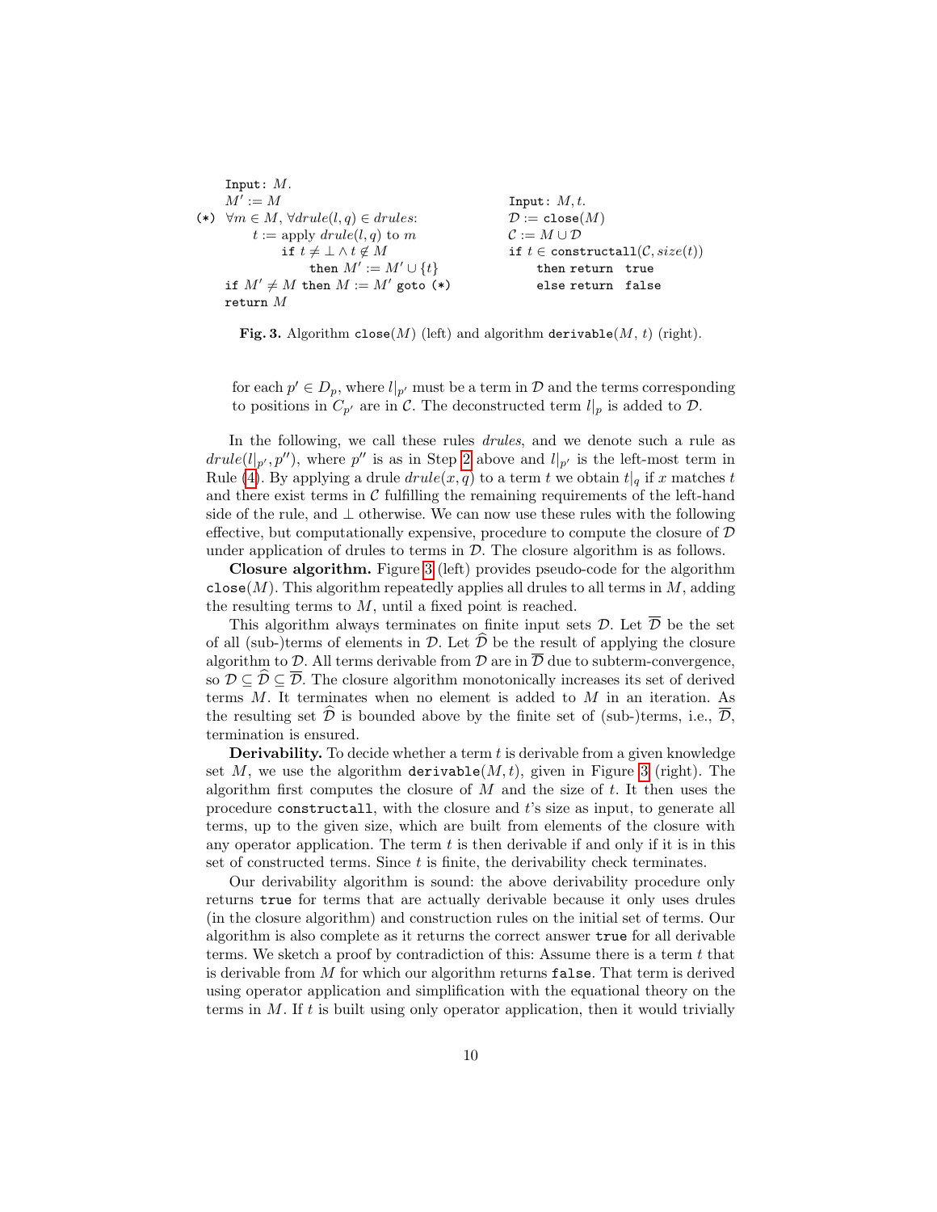```
Input: M.
M' := M
(*) ∀m ∈ M, ∀drule(l, q) ∈ drules:
      t := apply drule(l, q) to m
         if t ≠ ⊥ ∧ t ∉ M
            then M' := M' ∪ {t}
if M' ≠ M then M := M' goto (*)
return M
```

```
Input: M, t.
D := close(M)
C := M ∪ D
if t ∈ constructall(C, size(t))
   then return true
   else return false
```

**Fig. 3.** Algorithm close($M$) (left) and algorithm derivable($M$, $t$) (right).

for each $p' \in D_p$, where $l|_{p'}$ must be a term in $\mathcal{D}$ and the terms corresponding to positions in $C_{p'}$ are in $\mathcal{C}$. The deconstructed term $l|_p$ is added to $\mathcal{D}$.

In the following, we call these rules *drules*, and we denote such a rule as $drule(l|_{p'}, p'')$, where $p''$ is as in Step 2 above and $l|_{p'}$ is the left-most term in Rule (4). By applying a drule $drule(x, q)$ to a term $t$ we obtain $t|_q$ if $x$ matches $t$ and there exist terms in $\mathcal{C}$ fulfilling the remaining requirements of the left-hand side of the rule, and $\perp$ otherwise. We can now use these rules with the following effective, but computationally expensive, procedure to compute the closure of $\mathcal{D}$ under application of drules to terms in $\mathcal{D}$. The closure algorithm is as follows.

**Closure algorithm.** Figure 3 (left) provides pseudo-code for the algorithm close($M$). This algorithm repeatedly applies all drules to all terms in $M$, adding the resulting terms to $M$, until a fixed point is reached.

This algorithm always terminates on finite input sets $\mathcal{D}$. Let $\overline{\mathcal{D}}$ be the set of all (sub-)terms of elements in $\mathcal{D}$. Let $\widehat{\mathcal{D}}$ be the result of applying the closure algorithm to $\mathcal{D}$. All terms derivable from $\mathcal{D}$ are in $\overline{\mathcal{D}}$ due to subterm-convergence, so $\mathcal{D} \subseteq \widehat{\mathcal{D}} \subseteq \overline{\mathcal{D}}$. The closure algorithm monotonically increases its set of derived terms $M$. It terminates when no element is added to $M$ in an iteration. As the resulting set $\widehat{\mathcal{D}}$ is bounded above by the finite set of (sub-)terms, i.e., $\overline{\mathcal{D}}$, termination is ensured.

**Derivability.** To decide whether a term $t$ is derivable from a given knowledge set $M$, we use the algorithm derivable($M, t$), given in Figure 3 (right). The algorithm first computes the closure of $M$ and the size of $t$. It then uses the procedure constructall, with the closure and $t$'s size as input, to generate all terms, up to the given size, which are built from elements of the closure with any operator application. The term $t$ is then derivable if and only if it is in this set of constructed terms. Since $t$ is finite, the derivability check terminates.

Our derivability algorithm is sound: the above derivability procedure only returns true for terms that are actually derivable because it only uses drules (in the closure algorithm) and construction rules on the initial set of terms. Our algorithm is also complete as it returns the correct answer true for all derivable terms. We sketch a proof by contradiction of this: Assume there is a term $t$ that is derivable from $M$ for which our algorithm returns false. That term is derived using operator application and simplification with the equational theory on the terms in $M$. If $t$ is built using only operator application, then it would trivially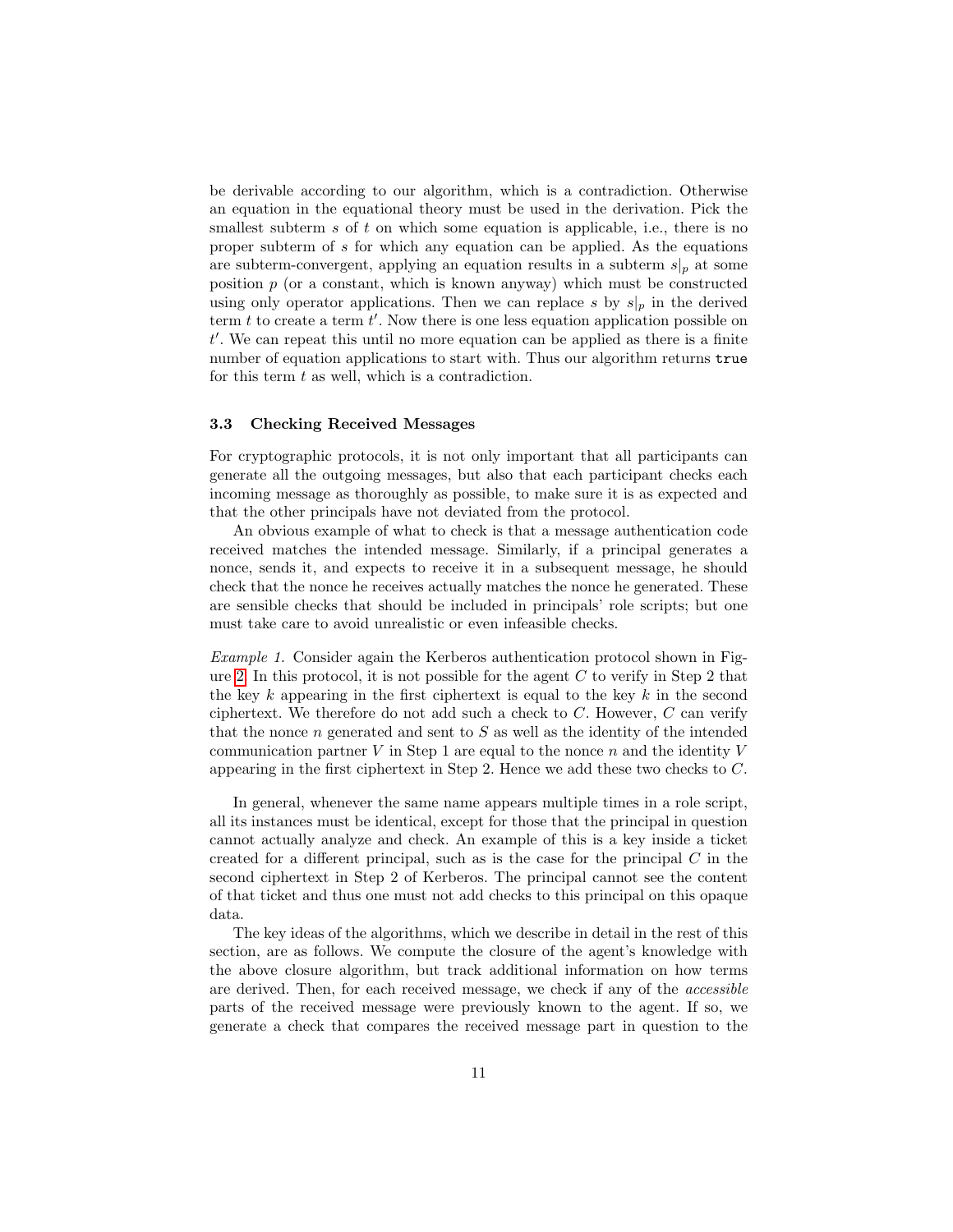be derivable according to our algorithm, which is a contradiction. Otherwise an equation in the equational theory must be used in the derivation. Pick the smallest subterm $s$ of $t$ on which some equation is applicable, i.e., there is no proper subterm of $s$ for which any equation can be applied. As the equations are subterm-convergent, applying an equation results in a subterm $s|_p$ at some position $p$ (or a constant, which is known anyway) which must be constructed using only operator applications. Then we can replace $s$ by $s|_p$ in the derived term $t$ to create a term $t'$. Now there is one less equation application possible on $t'$. We can repeat this until no more equation can be applied as there is a finite number of equation applications to start with. Thus our algorithm returns `true` for this term $t$ as well, which is a contradiction.

### 3.3 Checking Received Messages

For cryptographic protocols, it is not only important that all participants can generate all the outgoing messages, but also that each participant checks each incoming message as thoroughly as possible, to make sure it is as expected and that the other principals have not deviated from the protocol.

An obvious example of what to check is that a message authentication code received matches the intended message. Similarly, if a principal generates a nonce, sends it, and expects to receive it in a subsequent message, he should check that the nonce he receives actually matches the nonce he generated. These are sensible checks that should be included in principals' role scripts; but one must take care to avoid unrealistic or even infeasible checks.

*Example 1.* Consider again the Kerberos authentication protocol shown in Figure 2. In this protocol, it is not possible for the agent $C$ to verify in Step 2 that the key $k$ appearing in the first ciphertext is equal to the key $k$ in the second ciphertext. We therefore do not add such a check to $C$. However, $C$ can verify that the nonce $n$ generated and sent to $S$ as well as the identity of the intended communication partner $V$ in Step 1 are equal to the nonce $n$ and the identity $V$ appearing in the first ciphertext in Step 2. Hence we add these two checks to $C$.

In general, whenever the same name appears multiple times in a role script, all its instances must be identical, except for those that the principal in question cannot actually analyze and check. An example of this is a key inside a ticket created for a different principal, such as is the case for the principal $C$ in the second ciphertext in Step 2 of Kerberos. The principal cannot see the content of that ticket and thus one must not add checks to this principal on this opaque data.

The key ideas of the algorithms, which we describe in detail in the rest of this section, are as follows. We compute the closure of the agent's knowledge with the above closure algorithm, but track additional information on how terms are derived. Then, for each received message, we check if any of the *accessible* parts of the received message were previously known to the agent. If so, we generate a check that compares the received message part in question to the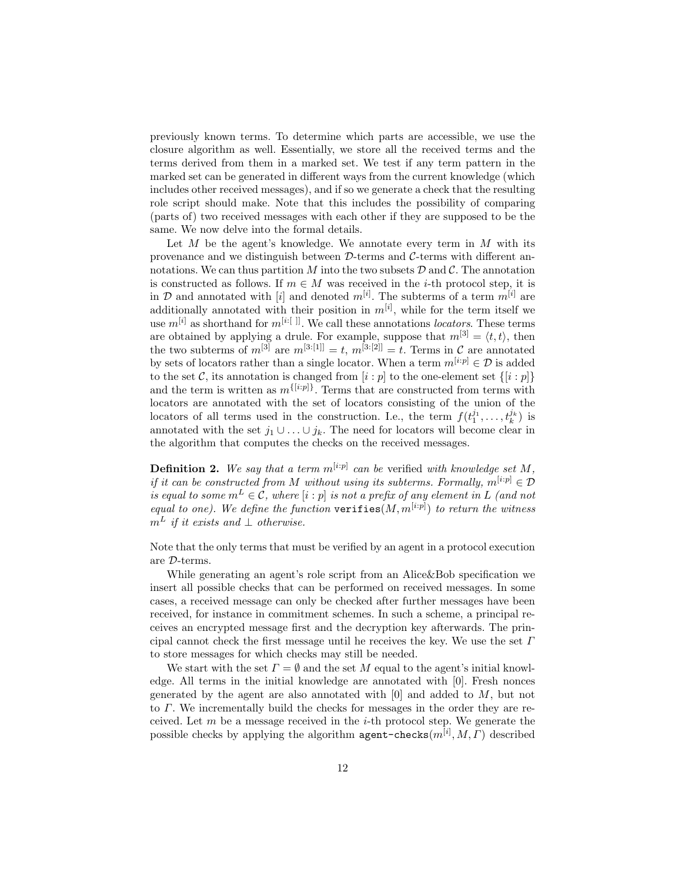previously known terms. To determine which parts are accessible, we use the closure algorithm as well. Essentially, we store all the received terms and the terms derived from them in a marked set. We test if any term pattern in the marked set can be generated in different ways from the current knowledge (which includes other received messages), and if so we generate a check that the resulting role script should make. Note that this includes the possibility of comparing (parts of) two received messages with each other if they are supposed to be the same. We now delve into the formal details.

Let $M$ be the agent's knowledge. We annotate every term in $M$ with its provenance and we distinguish between $\mathcal{D}$-terms and $\mathcal{C}$-terms with different annotations. We can thus partition $M$ into the two subsets $\mathcal{D}$ and $\mathcal{C}$. The annotation is constructed as follows. If $m \in M$ was received in the $i$-th protocol step, it is in $\mathcal{D}$ and annotated with $[i]$ and denoted $m^{[i]}$. The subterms of a term $m^{[i]}$ are additionally annotated with their position in $m^{[i]}$, while for the term itself we use $m^{[i]}$ as shorthand for $m^{[i:[\,]]}$. We call these annotations *locators*. These terms are obtained by applying a drule. For example, suppose that $m^{[3]} = \langle t, t \rangle$, then the two subterms of $m^{[3]}$ are $m^{[3:[1]]} = t$, $m^{[3:[2]]} = t$. Terms in $\mathcal{C}$ are annotated by sets of locators rather than a single locator. When a term $m^{[i:p]} \in \mathcal{D}$ is added to the set $\mathcal{C}$, its annotation is changed from $[i:p]$ to the one-element set $\{[i:p]\}$ and the term is written as $m^{\{[i:p]\}}$. Terms that are constructed from terms with locators are annotated with the set of locators consisting of the union of the locators of all terms used in the construction. I.e., the term $f(t_1^{j_1}, \ldots, t_k^{j_k})$ is annotated with the set $j_1 \cup \ldots \cup j_k$. The need for locators will become clear in the algorithm that computes the checks on the received messages.

**Definition 2.** *We say that a term $m^{[i:p]}$ can be* verified *with knowledge set $M$, if it can be constructed from $M$ without using its subterms. Formally, $m^{[i:p]} \in \mathcal{D}$ is equal to some $m^L \in \mathcal{C}$, where $[i:p]$ is not a prefix of any element in $L$ (and not equal to one). We define the function* `verifies`$(M, m^{[i:p]})$ *to return the witness $m^L$ if it exists and $\perp$ otherwise.*

Note that the only terms that must be verified by an agent in a protocol execution are $\mathcal{D}$-terms.

While generating an agent's role script from an Alice&Bob specification we insert all possible checks that can be performed on received messages. In some cases, a received message can only be checked after further messages have been received, for instance in commitment schemes. In such a scheme, a principal receives an encrypted message first and the decryption key afterwards. The principal cannot check the first message until he receives the key. We use the set $\Gamma$ to store messages for which checks may still be needed.

We start with the set $\Gamma = \emptyset$ and the set $M$ equal to the agent's initial knowledge. All terms in the initial knowledge are annotated with $[0]$. Fresh nonces generated by the agent are also annotated with $[0]$ and added to $M$, but not to $\Gamma$. We incrementally build the checks for messages in the order they are received. Let $m$ be a message received in the $i$-th protocol step. We generate the possible checks by applying the algorithm `agent-checks`$(m^{[i]}, M, \Gamma)$ described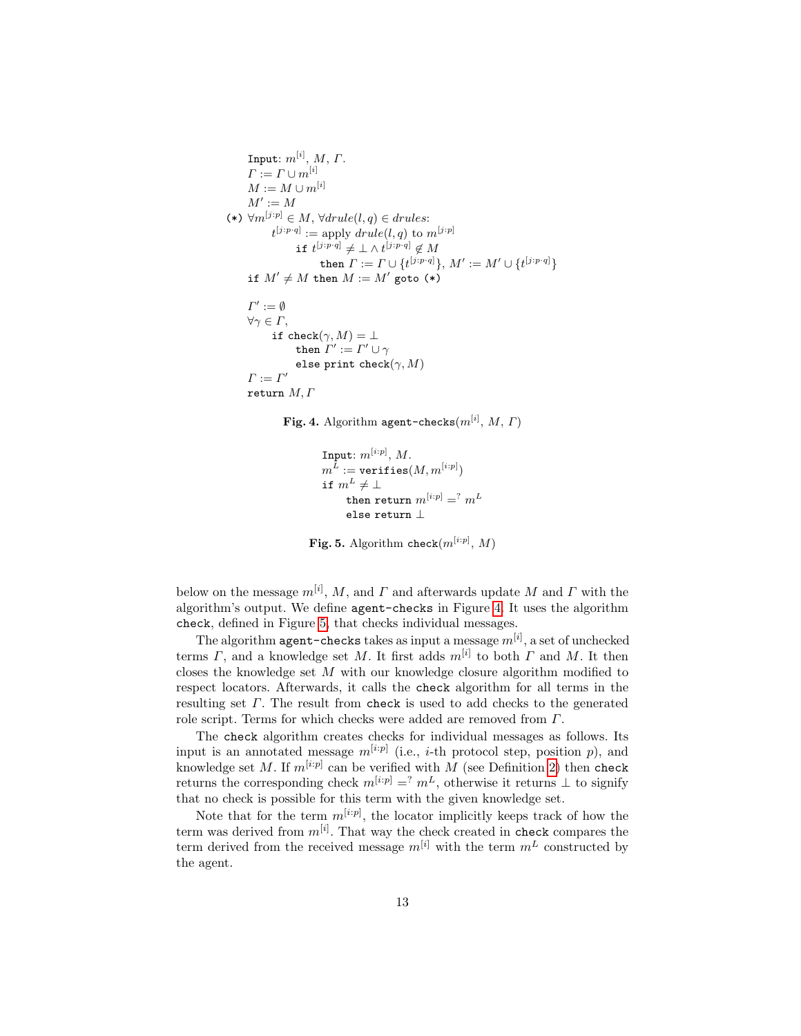```
Input: m^[i], M, Γ.
Γ := Γ ∪ m^[i]
M := M ∪ m^[i]
M' := M
(*) ∀m^[j:p] ∈ M, ∀drule(l, q) ∈ drules:
      t^[j:p·q] := apply drule(l, q) to m^[j:p]
          if t^[j:p·q] ≠ ⊥ ∧ t^[j:p·q] ∉ M
              then Γ := Γ ∪ {t^[j:p·q]}, M' := M' ∪ {t^[j:p·q]}
if M' ≠ M then M := M' goto (*)

Γ' := ∅
∀γ ∈ Γ,
    if check(γ, M) = ⊥
        then Γ' := Γ' ∪ γ
        else print check(γ, M)
Γ := Γ'
return M, Γ
```

**Fig. 4.** Algorithm `agent-checks`($m^{[i]}$, $M$, $\Gamma$)

```
Input: m^[i:p], M.
m^L := verifies(M, m^[i:p])
if m^L ≠ ⊥
    then return m^[i:p] =? m^L
    else return ⊥
```

**Fig. 5.** Algorithm `check`($m^{[i:p]}$, $M$)

below on the message $m^{[i]}$, $M$, and $\Gamma$ and afterwards update $M$ and $\Gamma$ with the algorithm's output. We define `agent-checks` in Figure 4. It uses the algorithm `check`, defined in Figure 5, that checks individual messages.

The algorithm `agent-checks` takes as input a message $m^{[i]}$, a set of unchecked terms $\Gamma$, and a knowledge set $M$. It first adds $m^{[i]}$ to both $\Gamma$ and $M$. It then closes the knowledge set $M$ with our knowledge closure algorithm modified to respect locators. Afterwards, it calls the `check` algorithm for all terms in the resulting set $\Gamma$. The result from `check` is used to add checks to the generated role script. Terms for which checks were added are removed from $\Gamma$.

The `check` algorithm creates checks for individual messages as follows. Its input is an annotated message $m^{[i:p]}$ (i.e., $i$-th protocol step, position $p$), and knowledge set $M$. If $m^{[i:p]}$ can be verified with $M$ (see Definition 2) then `check` returns the corresponding check $m^{[i:p]} =^? m^L$, otherwise it returns $\bot$ to signify that no check is possible for this term with the given knowledge set.

Note that for the term $m^{[i:p]}$, the locator implicitly keeps track of how the term was derived from $m^{[i]}$. That way the check created in `check` compares the term derived from the received message $m^{[i]}$ with the term $m^L$ constructed by the agent.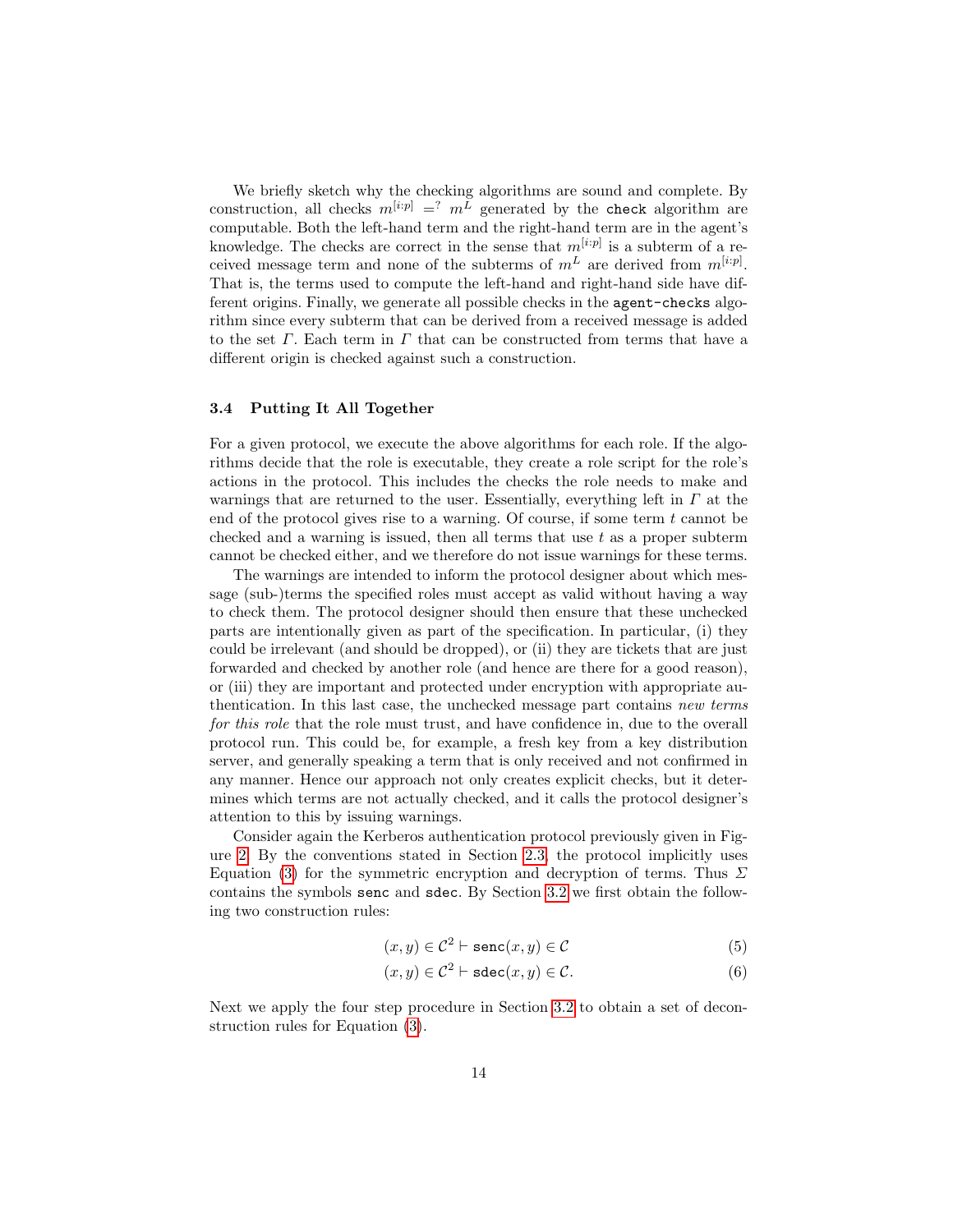We briefly sketch why the checking algorithms are sound and complete. By construction, all checks $m^{[i:p]} \stackrel{?}{=} m^L$ generated by the `check` algorithm are computable. Both the left-hand term and the right-hand term are in the agent's knowledge. The checks are correct in the sense that $m^{[i:p]}$ is a subterm of a received message term and none of the subterms of $m^L$ are derived from $m^{[i:p]}$. That is, the terms used to compute the left-hand and right-hand side have different origins. Finally, we generate all possible checks in the `agent-checks` algorithm since every subterm that can be derived from a received message is added to the set $\Gamma$. Each term in $\Gamma$ that can be constructed from terms that have a different origin is checked against such a construction.

### 3.4 Putting It All Together

For a given protocol, we execute the above algorithms for each role. If the algorithms decide that the role is executable, they create a role script for the role's actions in the protocol. This includes the checks the role needs to make and warnings that are returned to the user. Essentially, everything left in $\Gamma$ at the end of the protocol gives rise to a warning. Of course, if some term $t$ cannot be checked and a warning is issued, then all terms that use $t$ as a proper subterm cannot be checked either, and we therefore do not issue warnings for these terms.

The warnings are intended to inform the protocol designer about which message (sub-)terms the specified roles must accept as valid without having a way to check them. The protocol designer should then ensure that these unchecked parts are intentionally given as part of the specification. In particular, (i) they could be irrelevant (and should be dropped), or (ii) they are tickets that are just forwarded and checked by another role (and hence are there for a good reason), or (iii) they are important and protected under encryption with appropriate authentication. In this last case, the unchecked message part contains *new terms for this role* that the role must trust, and have confidence in, due to the overall protocol run. This could be, for example, a fresh key from a key distribution server, and generally speaking a term that is only received and not confirmed in any manner. Hence our approach not only creates explicit checks, but it determines which terms are not actually checked, and it calls the protocol designer's attention to this by issuing warnings.

Consider again the Kerberos authentication protocol previously given in Figure 2. By the conventions stated in Section 2.3, the protocol implicitly uses Equation (3) for the symmetric encryption and decryption of terms. Thus $\Sigma$ contains the symbols `senc` and `sdec`. By Section 3.2 we first obtain the following two construction rules:

$$(x, y) \in \mathcal{C}^2 \vdash \texttt{senc}(x, y) \in \mathcal{C} \tag{5}$$

$$(x, y) \in \mathcal{C}^2 \vdash \texttt{sdec}(x, y) \in \mathcal{C}. \tag{6}$$

Next we apply the four step procedure in Section 3.2 to obtain a set of deconstruction rules for Equation (3).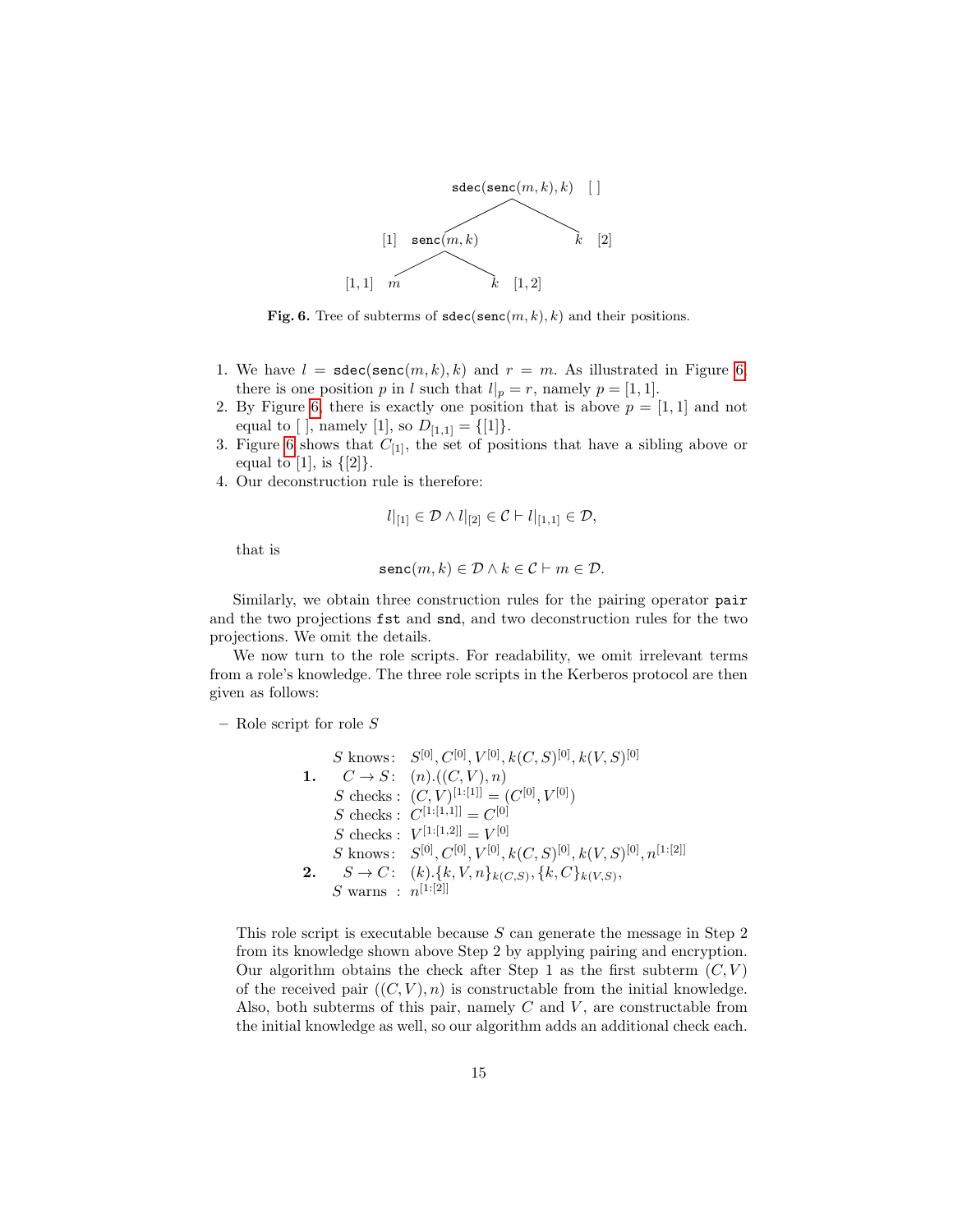$$
\begin{array}{ccc}
 & \mathtt{sdec}(\mathtt{senc}(m,k),k)\quad [\,] & \\
[1]\quad \mathtt{senc}(m,k) & & k\quad [2] \\
[1,1]\quad m \qquad k\quad [1,2] & &
\end{array}
$$

**Fig. 6.** Tree of subterms of $\mathtt{sdec}(\mathtt{senc}(m,k),k)$ and their positions.

1. We have $l = \mathtt{sdec}(\mathtt{senc}(m,k),k)$ and $r = m$. As illustrated in Figure 6, there is one position $p$ in $l$ such that $l|_p = r$, namely $p = [1,1]$.
2. By Figure 6, there is exactly one position that is above $p = [1,1]$ and not equal to $[\,]$, namely $[1]$, so $D_{[1,1]} = \{[1]\}$.
3. Figure 6 shows that $C_{[1]}$, the set of positions that have a sibling above or equal to $[1]$, is $\{[2]\}$.
4. Our deconstruction rule is therefore:

$$l|_{[1]} \in \mathcal{D} \wedge l|_{[2]} \in \mathcal{C} \vdash l|_{[1,1]} \in \mathcal{D},$$

that is

$$\mathtt{senc}(m,k) \in \mathcal{D} \wedge k \in \mathcal{C} \vdash m \in \mathcal{D}.$$

Similarly, we obtain three construction rules for the pairing operator `pair` and the two projections `fst` and `snd`, and two deconstruction rules for the two projections. We omit the details.

We now turn to the role scripts. For readability, we omit irrelevant terms from a role's knowledge. The three role scripts in the Kerberos protocol are then given as follows:

– Role script for role $S$

$$
\begin{array}{rrl}
 & S \text{ knows:} & S^{[0]}, C^{[0]}, V^{[0]}, k(C,S)^{[0]}, k(V,S)^{[0]} \\
\mathbf{1.} & C \to S\text{:} & (n).((C,V),n) \\
 & S \text{ checks:} & (C,V)^{[1:[1]]} = (C^{[0]}, V^{[0]}) \\
 & S \text{ checks:} & C^{[1:[1,1]]} = C^{[0]} \\
 & S \text{ checks:} & V^{[1:[1,2]]} = V^{[0]} \\
 & S \text{ knows:} & S^{[0]}, C^{[0]}, V^{[0]}, k(C,S)^{[0]}, k(V,S)^{[0]}, n^{[1:[2]]} \\
\mathbf{2.} & S \to C\text{:} & (k).\{k, V, n\}_{k(C,S)}, \{k, C\}_{k(V,S)}, \\
 & S \text{ warns:} & n^{[1:[2]]}
\end{array}
$$

This role script is executable because $S$ can generate the message in Step 2 from its knowledge shown above Step 2 by applying pairing and encryption. Our algorithm obtains the check after Step 1 as the first subterm $(C,V)$ of the received pair $((C,V),n)$ is constructable from the initial knowledge. Also, both subterms of this pair, namely $C$ and $V$, are constructable from the initial knowledge as well, so our algorithm adds an additional check each.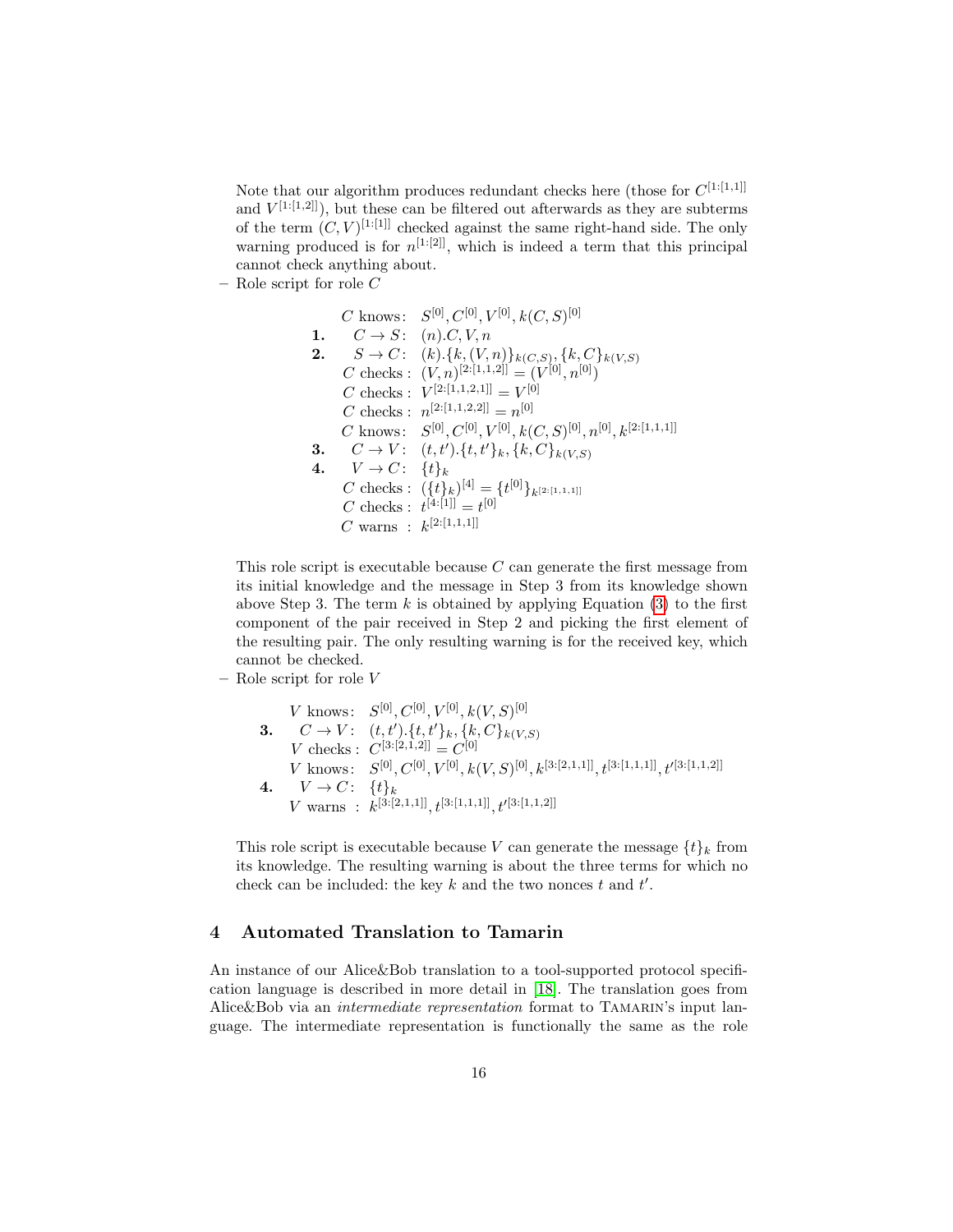Note that our algorithm produces redundant checks here (those for $C^{[1:[1,1]]}$ and $V^{[1:[1,2]]}$), but these can be filtered out afterwards as they are subterms of the term $(C,V)^{[1:[1]]}$ checked against the same right-hand side. The only warning produced is for $n^{[1:[2]]}$, which is indeed a term that this principal cannot check anything about.

– Role script for role $C$

$$
\begin{array}{rrl}
 & C \text{ knows:} & S^{[0]}, C^{[0]}, V^{[0]}, k(C,S)^{[0]} \\
\mathbf{1.} & C \to S: & (n).C, V, n \\
\mathbf{2.} & S \to C: & (k).\{k,(V,n)\}_{k(C,S)}, \{k,C\}_{k(V,S)} \\
 & C \text{ checks:} & (V,n)^{[2:[1,1,2]]} = (V^{[0]}, n^{[0]}) \\
 & C \text{ checks:} & V^{[2:[1,1,2,1]]} = V^{[0]} \\
 & C \text{ checks:} & n^{[2:[1,1,2,2]]} = n^{[0]} \\
 & C \text{ knows:} & S^{[0]}, C^{[0]}, V^{[0]}, k(C,S)^{[0]}, n^{[0]}, k^{[2:[1,1,1]]} \\
\mathbf{3.} & C \to V: & (t,t').\{t,t'\}_k, \{k,C\}_{k(V,S)} \\
\mathbf{4.} & V \to C: & \{t\}_k \\
 & C \text{ checks:} & (\{t\}_k)^{[4]} = \{t^{[0]}\}_{k^{[2:[1,1,1]]}} \\
 & C \text{ checks:} & t^{[4:[1]]} = t^{[0]} \\
 & C \text{ warns:} & k^{[2:[1,1,1]]}
\end{array}
$$

This role script is executable because $C$ can generate the first message from its initial knowledge and the message in Step 3 from its knowledge shown above Step 3. The term $k$ is obtained by applying Equation (3) to the first component of the pair received in Step 2 and picking the first element of the resulting pair. The only resulting warning is for the received key, which cannot be checked.

– Role script for role $V$

$$
\begin{array}{rrl}
 & V \text{ knows:} & S^{[0]}, C^{[0]}, V^{[0]}, k(V,S)^{[0]} \\
\mathbf{3.} & C \to V: & (t,t').\{t,t'\}_k, \{k,C\}_{k(V,S)} \\
 & V \text{ checks:} & C^{[3:[2,1,2]]} = C^{[0]} \\
 & V \text{ knows:} & S^{[0]}, C^{[0]}, V^{[0]}, k(V,S)^{[0]}, k^{[3:[2,1,1]]}, t^{[3:[1,1,1]]}, t'^{[3:[1,1,2]]} \\
\mathbf{4.} & V \to C: & \{t\}_k \\
 & V \text{ warns:} & k^{[3:[2,1,1]]}, t^{[3:[1,1,1]]}, t'^{[3:[1,1,2]]}
\end{array}
$$

This role script is executable because $V$ can generate the message $\{t\}_k$ from its knowledge. The resulting warning is about the three terms for which no check can be included: the key $k$ and the two nonces $t$ and $t'$.

## 4 Automated Translation to Tamarin

An instance of our Alice&Bob translation to a tool-supported protocol specification language is described in more detail in [18]. The translation goes from Alice&Bob via an *intermediate representation* format to Tamarin's input language. The intermediate representation is functionally the same as the role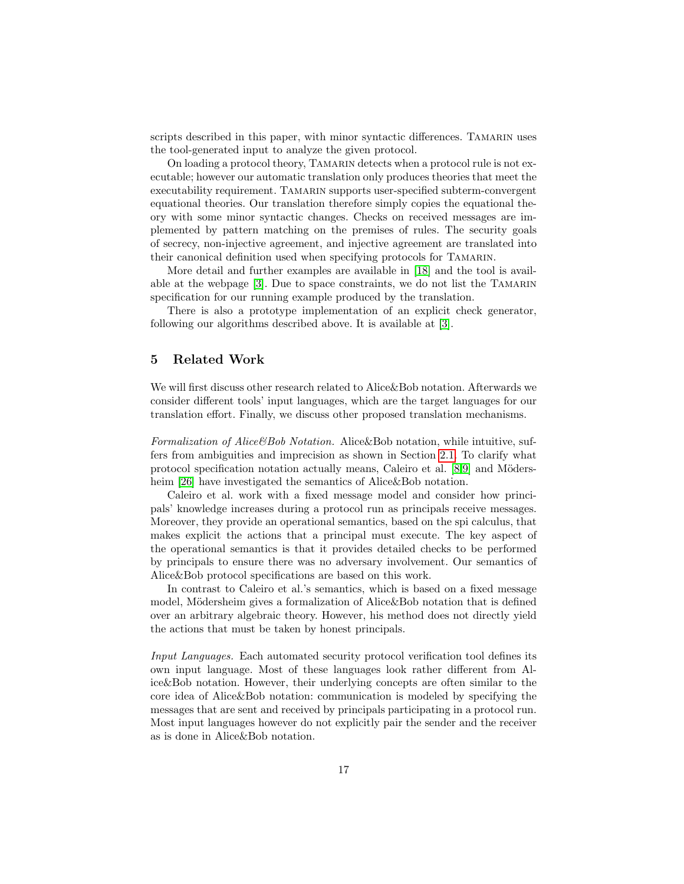scripts described in this paper, with minor syntactic differences. Tamarin uses the tool-generated input to analyze the given protocol.

On loading a protocol theory, Tamarin detects when a protocol rule is not executable; however our automatic translation only produces theories that meet the executability requirement. Tamarin supports user-specified subterm-convergent equational theories. Our translation therefore simply copies the equational theory with some minor syntactic changes. Checks on received messages are implemented by pattern matching on the premises of rules. The security goals of secrecy, non-injective agreement, and injective agreement are translated into their canonical definition used when specifying protocols for Tamarin.

More detail and further examples are available in [18] and the tool is available at the webpage [3]. Due to space constraints, we do not list the Tamarin specification for our running example produced by the translation.

There is also a prototype implementation of an explicit check generator, following our algorithms described above. It is available at [3].

## 5 Related Work

We will first discuss other research related to Alice&Bob notation. Afterwards we consider different tools' input languages, which are the target languages for our translation effort. Finally, we discuss other proposed translation mechanisms.

*Formalization of Alice&Bob Notation.* Alice&Bob notation, while intuitive, suffers from ambiguities and imprecision as shown in Section 2.1. To clarify what protocol specification notation actually means, Caleiro et al. [8,9] and Mödersheim [26] have investigated the semantics of Alice&Bob notation.

Caleiro et al. work with a fixed message model and consider how principals' knowledge increases during a protocol run as principals receive messages. Moreover, they provide an operational semantics, based on the spi calculus, that makes explicit the actions that a principal must execute. The key aspect of the operational semantics is that it provides detailed checks to be performed by principals to ensure there was no adversary involvement. Our semantics of Alice&Bob protocol specifications are based on this work.

In contrast to Caleiro et al.'s semantics, which is based on a fixed message model, Mödersheim gives a formalization of Alice&Bob notation that is defined over an arbitrary algebraic theory. However, his method does not directly yield the actions that must be taken by honest principals.

*Input Languages.* Each automated security protocol verification tool defines its own input language. Most of these languages look rather different from Alice&Bob notation. However, their underlying concepts are often similar to the core idea of Alice&Bob notation: communication is modeled by specifying the messages that are sent and received by principals participating in a protocol run. Most input languages however do not explicitly pair the sender and the receiver as is done in Alice&Bob notation.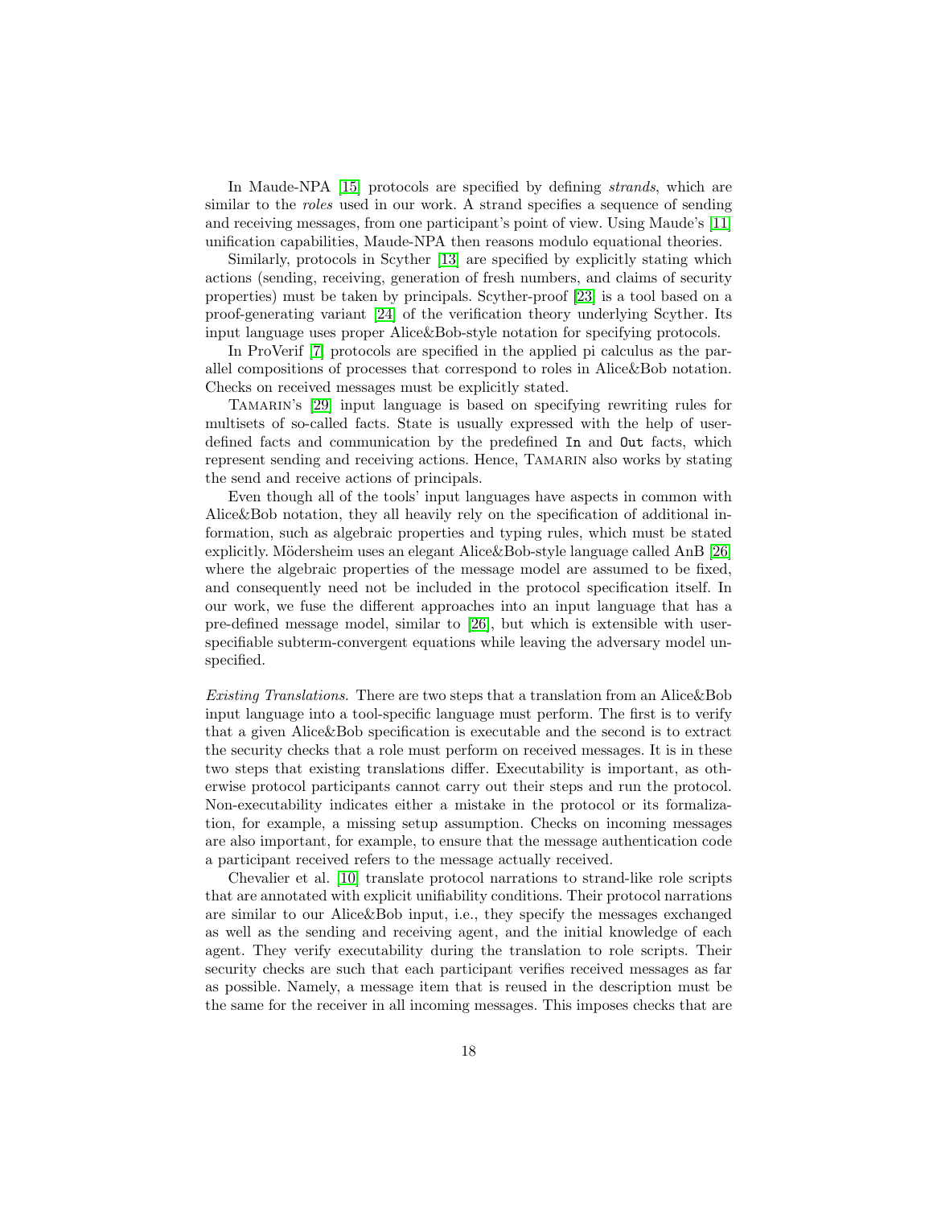In Maude-NPA [15] protocols are specified by defining *strands*, which are similar to the *roles* used in our work. A strand specifies a sequence of sending and receiving messages, from one participant's point of view. Using Maude's [11] unification capabilities, Maude-NPA then reasons modulo equational theories.

Similarly, protocols in Scyther [13] are specified by explicitly stating which actions (sending, receiving, generation of fresh numbers, and claims of security properties) must be taken by principals. Scyther-proof [23] is a tool based on a proof-generating variant [24] of the verification theory underlying Scyther. Its input language uses proper Alice&Bob-style notation for specifying protocols.

In ProVerif [7] protocols are specified in the applied pi calculus as the parallel compositions of processes that correspond to roles in Alice&Bob notation. Checks on received messages must be explicitly stated.

Tamarin's [29] input language is based on specifying rewriting rules for multisets of so-called facts. State is usually expressed with the help of user-defined facts and communication by the predefined `In` and `Out` facts, which represent sending and receiving actions. Hence, Tamarin also works by stating the send and receive actions of principals.

Even though all of the tools' input languages have aspects in common with Alice&Bob notation, they all heavily rely on the specification of additional information, such as algebraic properties and typing rules, which must be stated explicitly. Mödersheim uses an elegant Alice&Bob-style language called AnB [26] where the algebraic properties of the message model are assumed to be fixed, and consequently need not be included in the protocol specification itself. In our work, we fuse the different approaches into an input language that has a pre-defined message model, similar to [26], but which is extensible with user-specifiable subterm-convergent equations while leaving the adversary model unspecified.

*Existing Translations.* There are two steps that a translation from an Alice&Bob input language into a tool-specific language must perform. The first is to verify that a given Alice&Bob specification is executable and the second is to extract the security checks that a role must perform on received messages. It is in these two steps that existing translations differ. Executability is important, as otherwise protocol participants cannot carry out their steps and run the protocol. Non-executability indicates either a mistake in the protocol or its formalization, for example, a missing setup assumption. Checks on incoming messages are also important, for example, to ensure that the message authentication code a participant received refers to the message actually received.

Chevalier et al. [10] translate protocol narrations to strand-like role scripts that are annotated with explicit unifiability conditions. Their protocol narrations are similar to our Alice&Bob input, i.e., they specify the messages exchanged as well as the sending and receiving agent, and the initial knowledge of each agent. They verify executability during the translation to role scripts. Their security checks are such that each participant verifies received messages as far as possible. Namely, a message item that is reused in the description must be the same for the receiver in all incoming messages. This imposes checks that are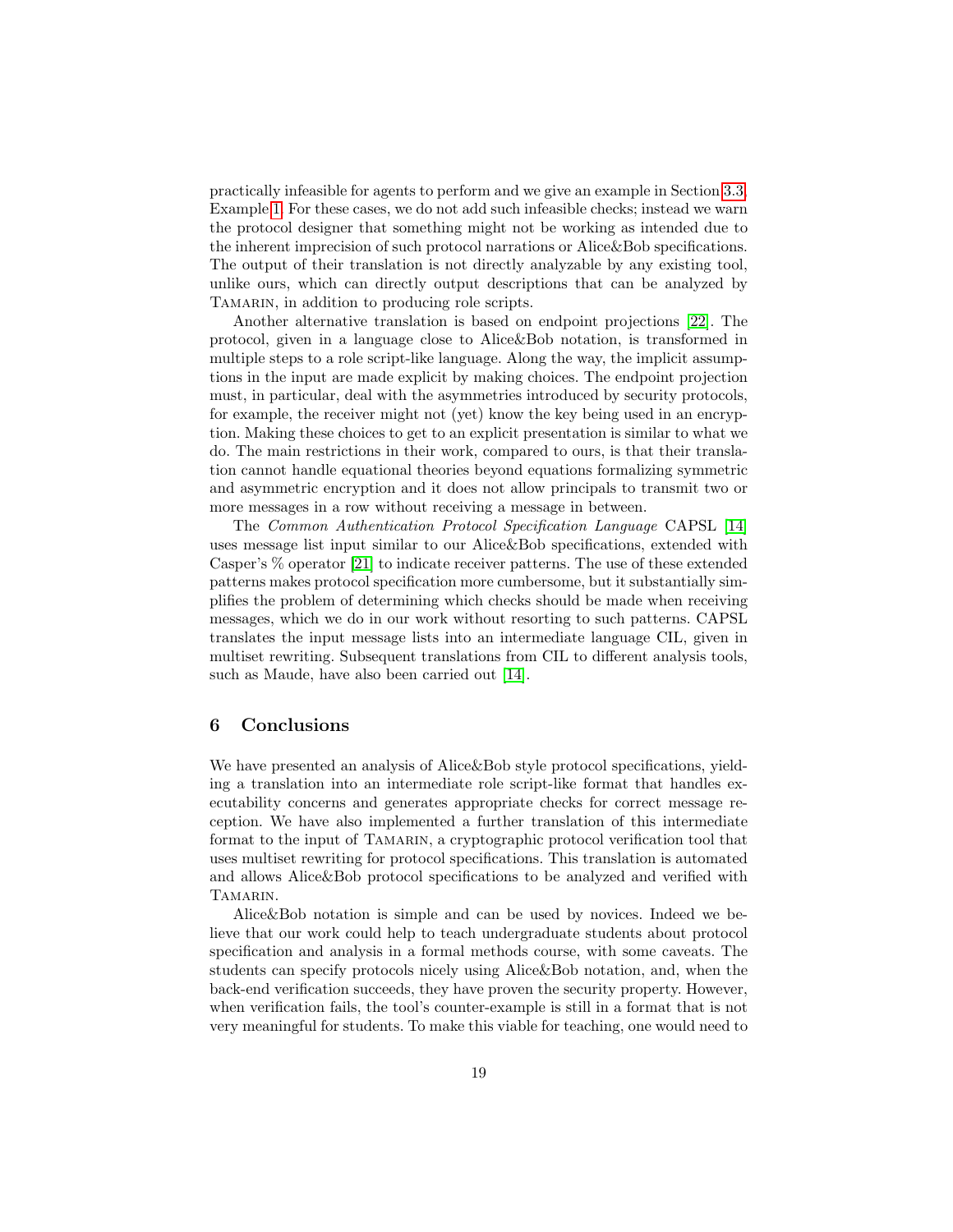practically infeasible for agents to perform and we give an example in Section 3.3, Example 1. For these cases, we do not add such infeasible checks; instead we warn the protocol designer that something might not be working as intended due to the inherent imprecision of such protocol narrations or Alice&Bob specifications. The output of their translation is not directly analyzable by any existing tool, unlike ours, which can directly output descriptions that can be analyzed by TAMARIN, in addition to producing role scripts.

Another alternative translation is based on endpoint projections [22]. The protocol, given in a language close to Alice&Bob notation, is transformed in multiple steps to a role script-like language. Along the way, the implicit assumptions in the input are made explicit by making choices. The endpoint projection must, in particular, deal with the asymmetries introduced by security protocols, for example, the receiver might not (yet) know the key being used in an encryption. Making these choices to get to an explicit presentation is similar to what we do. The main restrictions in their work, compared to ours, is that their translation cannot handle equational theories beyond equations formalizing symmetric and asymmetric encryption and it does not allow principals to transmit two or more messages in a row without receiving a message in between.

The *Common Authentication Protocol Specification Language* CAPSL [14] uses message list input similar to our Alice&Bob specifications, extended with Casper's % operator [21] to indicate receiver patterns. The use of these extended patterns makes protocol specification more cumbersome, but it substantially simplifies the problem of determining which checks should be made when receiving messages, which we do in our work without resorting to such patterns. CAPSL translates the input message lists into an intermediate language CIL, given in multiset rewriting. Subsequent translations from CIL to different analysis tools, such as Maude, have also been carried out [14].

## 6 Conclusions

We have presented an analysis of Alice&Bob style protocol specifications, yielding a translation into an intermediate role script-like format that handles executability concerns and generates appropriate checks for correct message reception. We have also implemented a further translation of this intermediate format to the input of TAMARIN, a cryptographic protocol verification tool that uses multiset rewriting for protocol specifications. This translation is automated and allows Alice&Bob protocol specifications to be analyzed and verified with TAMARIN.

Alice&Bob notation is simple and can be used by novices. Indeed we believe that our work could help to teach undergraduate students about protocol specification and analysis in a formal methods course, with some caveats. The students can specify protocols nicely using Alice&Bob notation, and, when the back-end verification succeeds, they have proven the security property. However, when verification fails, the tool's counter-example is still in a format that is not very meaningful for students. To make this viable for teaching, one would need to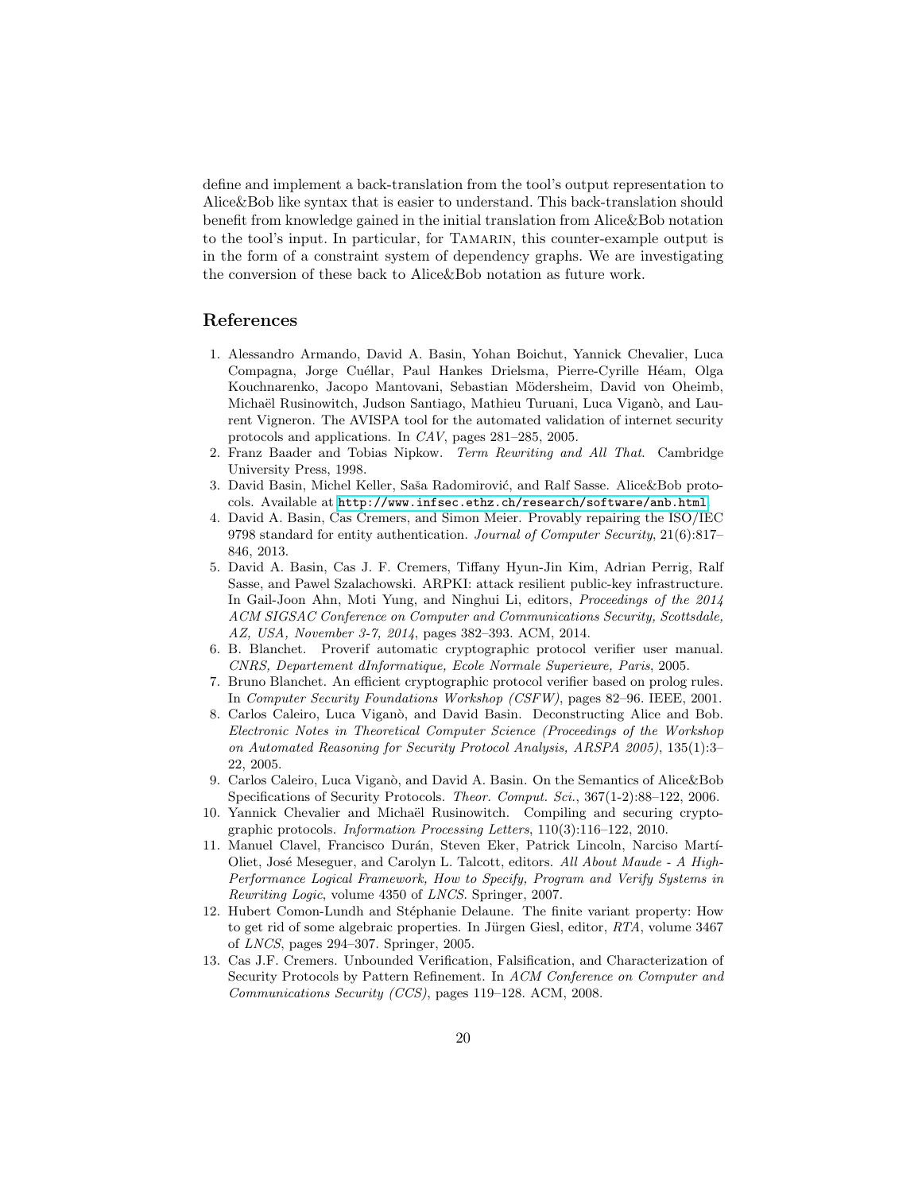define and implement a back-translation from the tool's output representation to Alice&Bob like syntax that is easier to understand. This back-translation should benefit from knowledge gained in the initial translation from Alice&Bob notation to the tool's input. In particular, for Tamarin, this counter-example output is in the form of a constraint system of dependency graphs. We are investigating the conversion of these back to Alice&Bob notation as future work.

## References

1. Alessandro Armando, David A. Basin, Yohan Boichut, Yannick Chevalier, Luca Compagna, Jorge Cuéllar, Paul Hankes Drielsma, Pierre-Cyrille Héam, Olga Kouchnarenko, Jacopo Mantovani, Sebastian Mödersheim, David von Oheimb, Michaël Rusinowitch, Judson Santiago, Mathieu Turuani, Luca Viganò, and Laurent Vigneron. The AVISPA tool for the automated validation of internet security protocols and applications. In *CAV*, pages 281–285, 2005.
2. Franz Baader and Tobias Nipkow. *Term Rewriting and All That*. Cambridge University Press, 1998.
3. David Basin, Michel Keller, Saša Radomirović, and Ralf Sasse. Alice&Bob protocols. Available at http://www.infsec.ethz.ch/research/software/anb.html.
4. David A. Basin, Cas Cremers, and Simon Meier. Provably repairing the ISO/IEC 9798 standard for entity authentication. *Journal of Computer Security*, 21(6):817–846, 2013.
5. David A. Basin, Cas J. F. Cremers, Tiffany Hyun-Jin Kim, Adrian Perrig, Ralf Sasse, and Pawel Szalachowski. ARPKI: attack resilient public-key infrastructure. In Gail-Joon Ahn, Moti Yung, and Ninghui Li, editors, *Proceedings of the 2014 ACM SIGSAC Conference on Computer and Communications Security, Scottsdale, AZ, USA, November 3-7, 2014*, pages 382–393. ACM, 2014.
6. B. Blanchet. Proverif automatic cryptographic protocol verifier user manual. *CNRS, Departement dInformatique, Ecole Normale Superieure, Paris*, 2005.
7. Bruno Blanchet. An efficient cryptographic protocol verifier based on prolog rules. In *Computer Security Foundations Workshop (CSFW)*, pages 82–96. IEEE, 2001.
8. Carlos Caleiro, Luca Viganò, and David Basin. Deconstructing Alice and Bob. *Electronic Notes in Theoretical Computer Science (Proceedings of the Workshop on Automated Reasoning for Security Protocol Analysis, ARSPA 2005)*, 135(1):3–22, 2005.
9. Carlos Caleiro, Luca Viganò, and David A. Basin. On the Semantics of Alice&Bob Specifications of Security Protocols. *Theor. Comput. Sci.*, 367(1-2):88–122, 2006.
10. Yannick Chevalier and Michaël Rusinowitch. Compiling and securing cryptographic protocols. *Information Processing Letters*, 110(3):116–122, 2010.
11. Manuel Clavel, Francisco Durán, Steven Eker, Patrick Lincoln, Narciso Martí-Oliet, José Meseguer, and Carolyn L. Talcott, editors. *All About Maude - A High-Performance Logical Framework, How to Specify, Program and Verify Systems in Rewriting Logic*, volume 4350 of *LNCS*. Springer, 2007.
12. Hubert Comon-Lundh and Stéphanie Delaune. The finite variant property: How to get rid of some algebraic properties. In Jürgen Giesl, editor, *RTA*, volume 3467 of *LNCS*, pages 294–307. Springer, 2005.
13. Cas J.F. Cremers. Unbounded Verification, Falsification, and Characterization of Security Protocols by Pattern Refinement. In *ACM Conference on Computer and Communications Security (CCS)*, pages 119–128. ACM, 2008.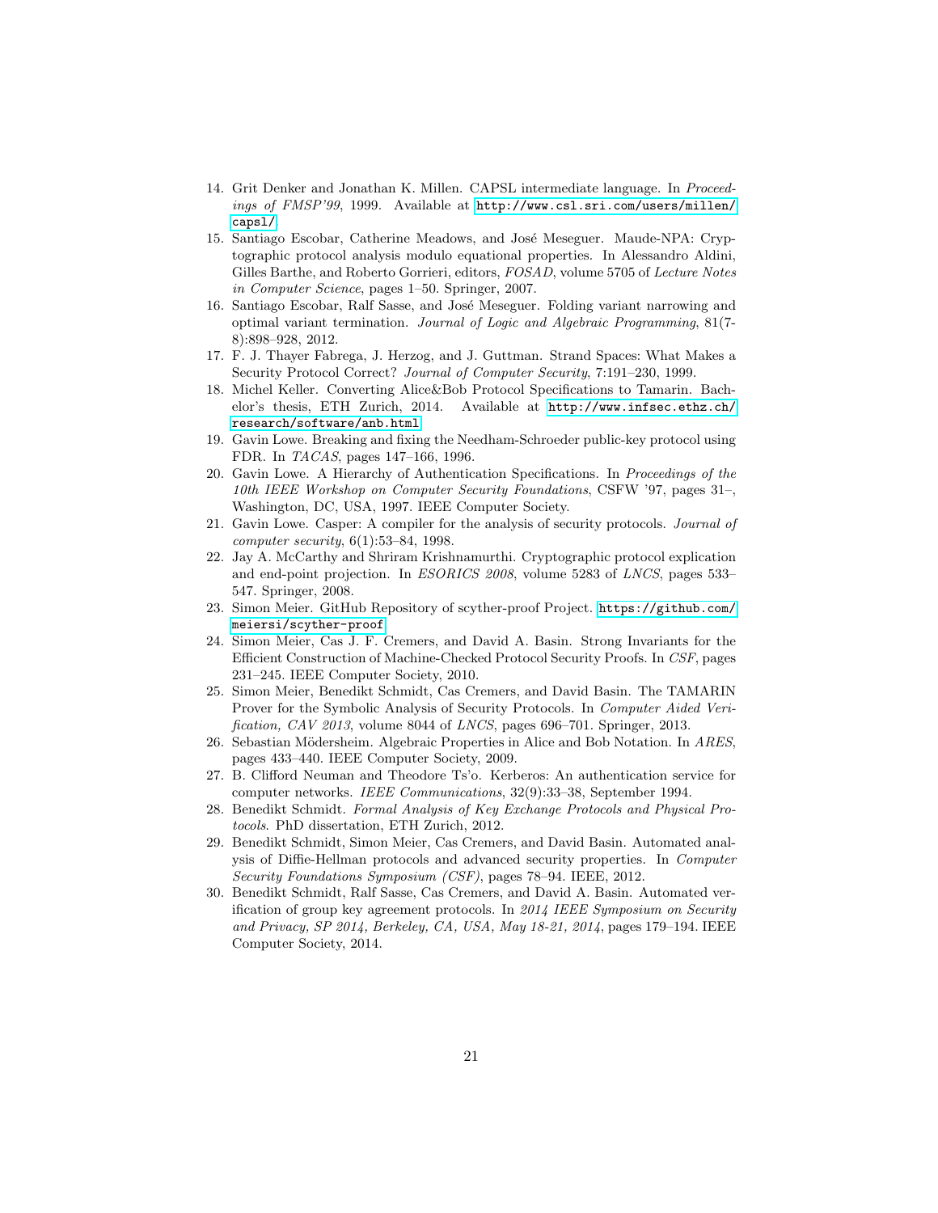14. Grit Denker and Jonathan K. Millen. CAPSL intermediate language. In *Proceedings of FMSP'99*, 1999. Available at http://www.csl.sri.com/users/millen/capsl/.
15. Santiago Escobar, Catherine Meadows, and José Meseguer. Maude-NPA: Cryptographic protocol analysis modulo equational properties. In Alessandro Aldini, Gilles Barthe, and Roberto Gorrieri, editors, *FOSAD*, volume 5705 of *Lecture Notes in Computer Science*, pages 1–50. Springer, 2007.
16. Santiago Escobar, Ralf Sasse, and José Meseguer. Folding variant narrowing and optimal variant termination. *Journal of Logic and Algebraic Programming*, 81(7-8):898–928, 2012.
17. F. J. Thayer Fabrega, J. Herzog, and J. Guttman. Strand Spaces: What Makes a Security Protocol Correct? *Journal of Computer Security*, 7:191–230, 1999.
18. Michel Keller. Converting Alice&Bob Protocol Specifications to Tamarin. Bachelor's thesis, ETH Zurich, 2014. Available at http://www.infsec.ethz.ch/research/software/anb.html.
19. Gavin Lowe. Breaking and fixing the Needham-Schroeder public-key protocol using FDR. In *TACAS*, pages 147–166, 1996.
20. Gavin Lowe. A Hierarchy of Authentication Specifications. In *Proceedings of the 10th IEEE Workshop on Computer Security Foundations*, CSFW '97, pages 31–, Washington, DC, USA, 1997. IEEE Computer Society.
21. Gavin Lowe. Casper: A compiler for the analysis of security protocols. *Journal of computer security*, 6(1):53–84, 1998.
22. Jay A. McCarthy and Shriram Krishnamurthi. Cryptographic protocol explication and end-point projection. In *ESORICS 2008*, volume 5283 of *LNCS*, pages 533–547. Springer, 2008.
23. Simon Meier. GitHub Repository of scyther-proof Project. https://github.com/meiersi/scyther-proof.
24. Simon Meier, Cas J. F. Cremers, and David A. Basin. Strong Invariants for the Efficient Construction of Machine-Checked Protocol Security Proofs. In *CSF*, pages 231–245. IEEE Computer Society, 2010.
25. Simon Meier, Benedikt Schmidt, Cas Cremers, and David Basin. The TAMARIN Prover for the Symbolic Analysis of Security Protocols. In *Computer Aided Verification, CAV 2013*, volume 8044 of *LNCS*, pages 696–701. Springer, 2013.
26. Sebastian Mödersheim. Algebraic Properties in Alice and Bob Notation. In *ARES*, pages 433–440. IEEE Computer Society, 2009.
27. B. Clifford Neuman and Theodore Ts'o. Kerberos: An authentication service for computer networks. *IEEE Communications*, 32(9):33–38, September 1994.
28. Benedikt Schmidt. *Formal Analysis of Key Exchange Protocols and Physical Protocols*. PhD dissertation, ETH Zurich, 2012.
29. Benedikt Schmidt, Simon Meier, Cas Cremers, and David Basin. Automated analysis of Diffie-Hellman protocols and advanced security properties. In *Computer Security Foundations Symposium (CSF)*, pages 78–94. IEEE, 2012.
30. Benedikt Schmidt, Ralf Sasse, Cas Cremers, and David A. Basin. Automated verification of group key agreement protocols. In *2014 IEEE Symposium on Security and Privacy, SP 2014, Berkeley, CA, USA, May 18-21, 2014*, pages 179–194. IEEE Computer Society, 2014.